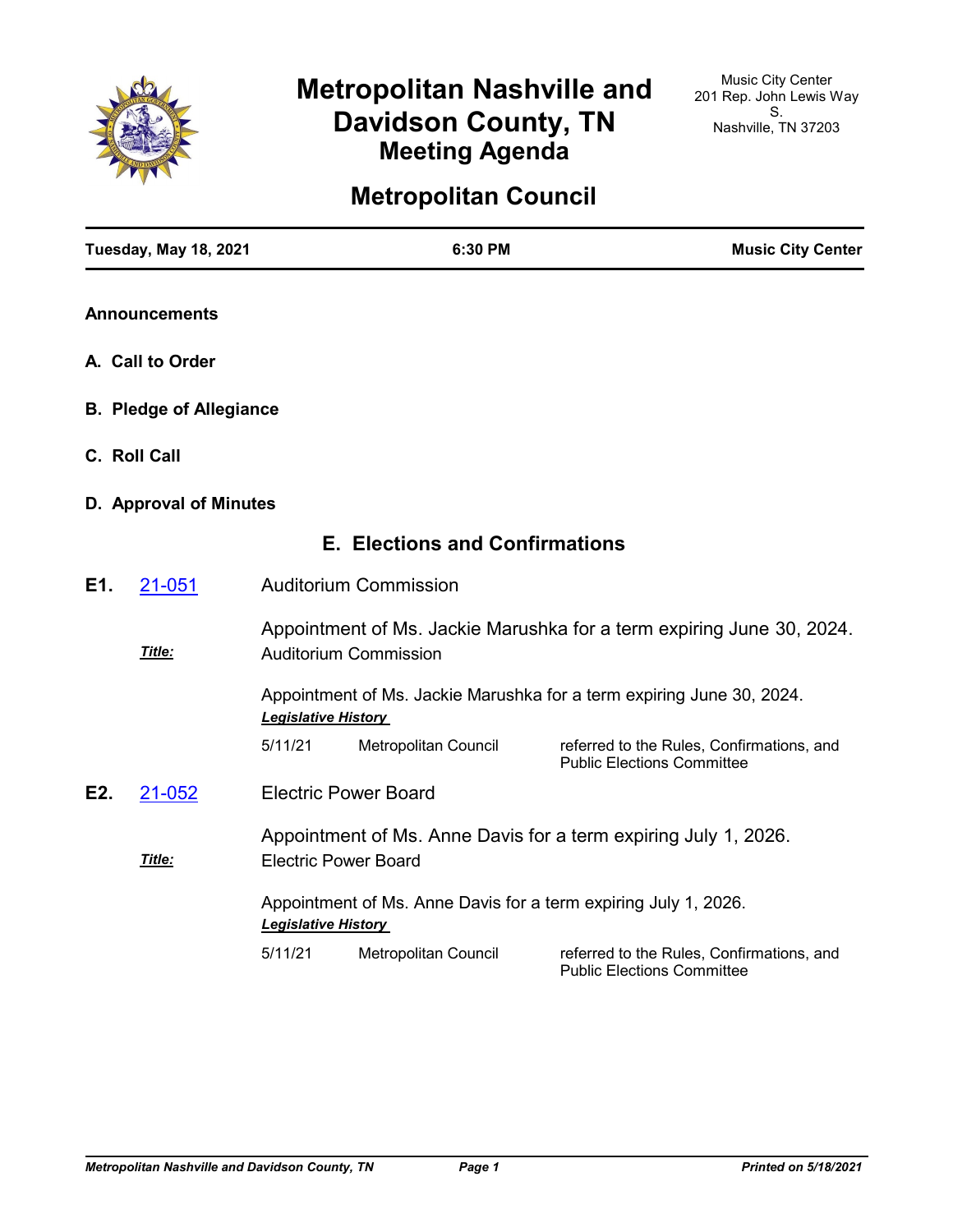# Metropolitan Nashville and Davidson County, TN
## Meeting Agenda

Music City Center
201 Rep. John Lewis Way S.
Nashville, TN 37203

## Metropolitan Council

**Tuesday, May 18, 2021** **6:30 PM** **Music City Center**

**Announcements**

**A. Call to Order**

**B. Pledge of Allegiance**

**C. Roll Call**

**D. Approval of Minutes**

## E. Elections and Confirmations

**E1.** 21-051 Auditorium Commission

Appointment of Ms. Jackie Marushka for a term expiring June 30, 2024.

***Title:*** Auditorium Commission

Appointment of Ms. Jackie Marushka for a term expiring June 30, 2024.

***Legislative History***

| | | |
|---|---|---|
| 5/11/21 | Metropolitan Council | referred to the Rules, Confirmations, and Public Elections Committee |

**E2.** 21-052 Electric Power Board

Appointment of Ms. Anne Davis for a term expiring July 1, 2026.

***Title:*** Electric Power Board

Appointment of Ms. Anne Davis for a term expiring July 1, 2026.

***Legislative History***

| | | |
|---|---|---|
| 5/11/21 | Metropolitan Council | referred to the Rules, Confirmations, and Public Elections Committee |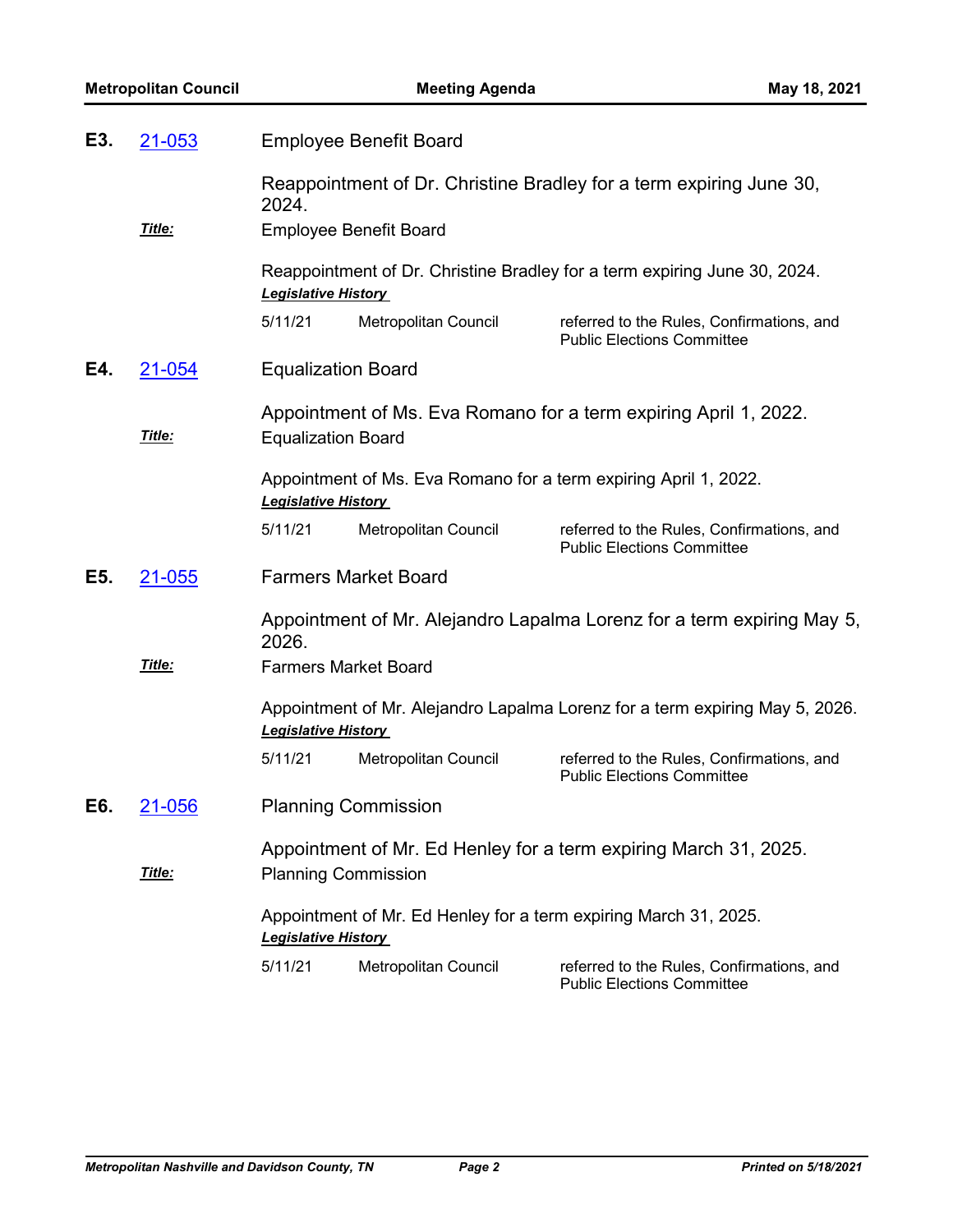**E3.** [21-053](21-053) Employee Benefit Board

Reappointment of Dr. Christine Bradley for a term expiring June 30, 2024.

***Title:*** Employee Benefit Board

Reappointment of Dr. Christine Bradley for a term expiring June 30, 2024.

***Legislative History***

| | | |
|---|---|---|
| 5/11/21 | Metropolitan Council | referred to the Rules, Confirmations, and Public Elections Committee |

**E4.** [21-054](21-054) Equalization Board

Appointment of Ms. Eva Romano for a term expiring April 1, 2022.

***Title:*** Equalization Board

Appointment of Ms. Eva Romano for a term expiring April 1, 2022.

***Legislative History***

| | | |
|---|---|---|
| 5/11/21 | Metropolitan Council | referred to the Rules, Confirmations, and Public Elections Committee |

**E5.** [21-055](21-055) Farmers Market Board

Appointment of Mr. Alejandro Lapalma Lorenz for a term expiring May 5, 2026.

***Title:*** Farmers Market Board

Appointment of Mr. Alejandro Lapalma Lorenz for a term expiring May 5, 2026.

***Legislative History***

| | | |
|---|---|---|
| 5/11/21 | Metropolitan Council | referred to the Rules, Confirmations, and Public Elections Committee |

**E6.** [21-056](21-056) Planning Commission

Appointment of Mr. Ed Henley for a term expiring March 31, 2025.

***Title:*** Planning Commission

Appointment of Mr. Ed Henley for a term expiring March 31, 2025.

***Legislative History***

| | | |
|---|---|---|
| 5/11/21 | Metropolitan Council | referred to the Rules, Confirmations, and Public Elections Committee |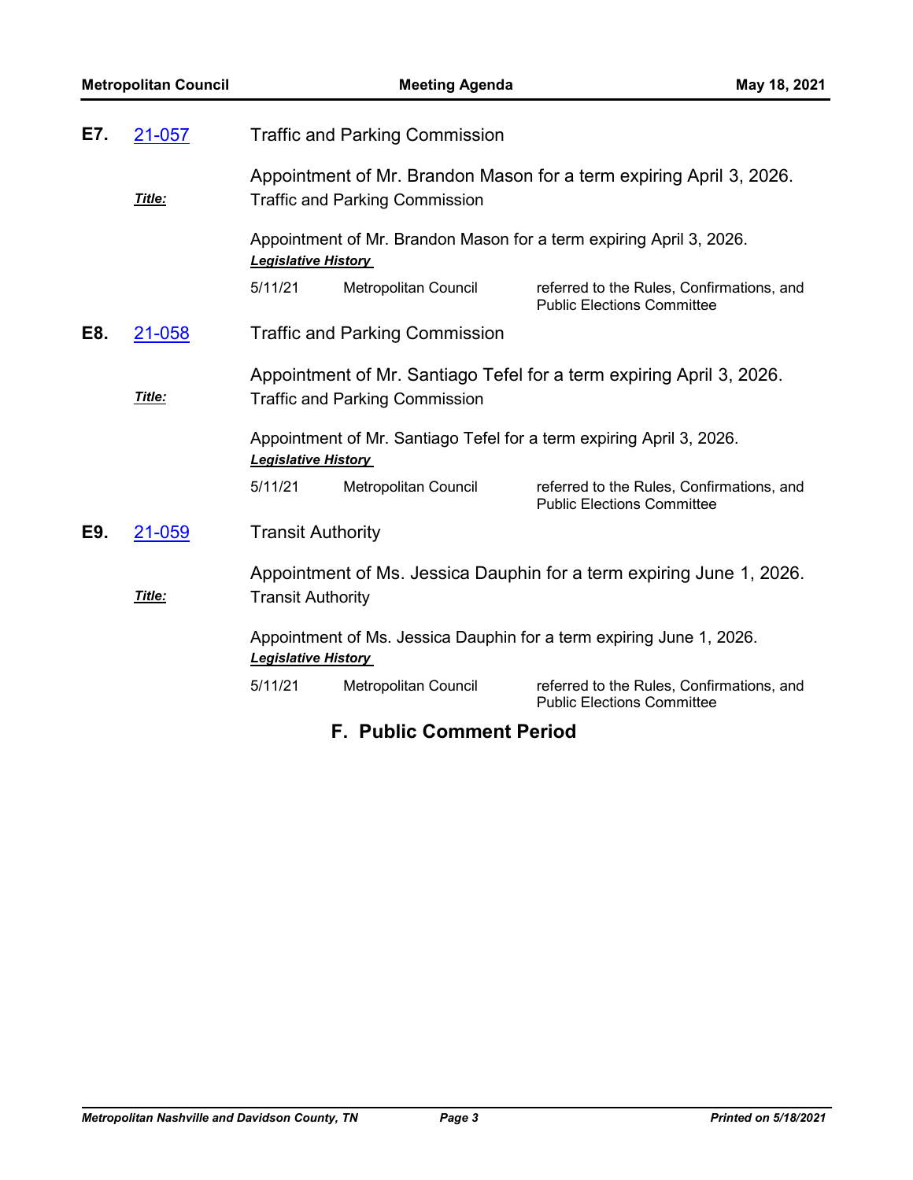**E7.** 21-057 Traffic and Parking Commission

Appointment of Mr. Brandon Mason for a term expiring April 3, 2026.

***Title:*** Traffic and Parking Commission

Appointment of Mr. Brandon Mason for a term expiring April 3, 2026.

***Legislative History***

| | | |
|---|---|---|
| 5/11/21 | Metropolitan Council | referred to the Rules, Confirmations, and Public Elections Committee |

**E8.** 21-058 Traffic and Parking Commission

Appointment of Mr. Santiago Tefel for a term expiring April 3, 2026.

***Title:*** Traffic and Parking Commission

Appointment of Mr. Santiago Tefel for a term expiring April 3, 2026.

***Legislative History***

| | | |
|---|---|---|
| 5/11/21 | Metropolitan Council | referred to the Rules, Confirmations, and Public Elections Committee |

**E9.** 21-059 Transit Authority

Appointment of Ms. Jessica Dauphin for a term expiring June 1, 2026.

***Title:*** Transit Authority

Appointment of Ms. Jessica Dauphin for a term expiring June 1, 2026.

***Legislative History***

| | | |
|---|---|---|
| 5/11/21 | Metropolitan Council | referred to the Rules, Confirmations, and Public Elections Committee |

## F. Public Comment Period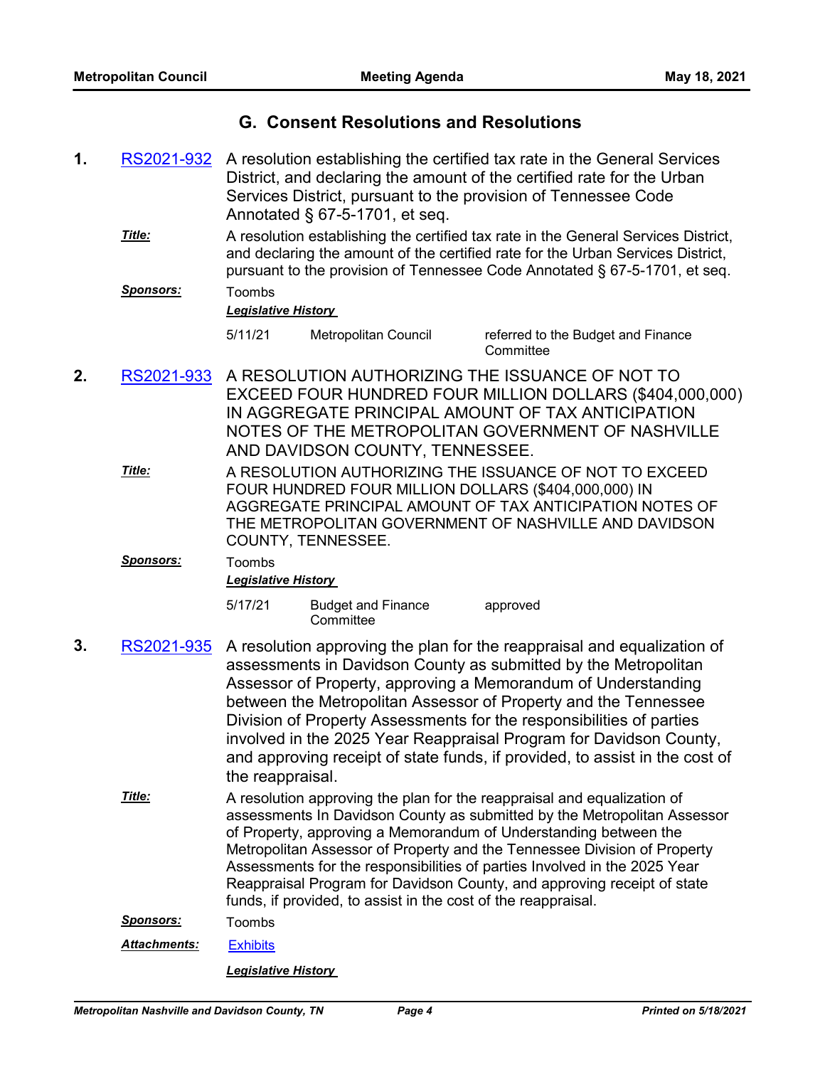## G. Consent Resolutions and Resolutions

**1.** RS2021-932 A resolution establishing the certified tax rate in the General Services District, and declaring the amount of the certified rate for the Urban Services District, pursuant to the provision of Tennessee Code Annotated § 67-5-1701, et seq.

***Title:*** A resolution establishing the certified tax rate in the General Services District, and declaring the amount of the certified rate for the Urban Services District, pursuant to the provision of Tennessee Code Annotated § 67-5-1701, et seq.

***Sponsors:*** Toombs

***Legislative History***

| | | |
|---|---|---|
| 5/11/21 | Metropolitan Council | referred to the Budget and Finance Committee |

**2.** RS2021-933 A RESOLUTION AUTHORIZING THE ISSUANCE OF NOT TO EXCEED FOUR HUNDRED FOUR MILLION DOLLARS ($404,000,000) IN AGGREGATE PRINCIPAL AMOUNT OF TAX ANTICIPATION NOTES OF THE METROPOLITAN GOVERNMENT OF NASHVILLE AND DAVIDSON COUNTY, TENNESSEE.

***Title:*** A RESOLUTION AUTHORIZING THE ISSUANCE OF NOT TO EXCEED FOUR HUNDRED FOUR MILLION DOLLARS ($404,000,000) IN AGGREGATE PRINCIPAL AMOUNT OF TAX ANTICIPATION NOTES OF THE METROPOLITAN GOVERNMENT OF NASHVILLE AND DAVIDSON COUNTY, TENNESSEE.

***Sponsors:*** Toombs

***Legislative History***

| | | |
|---|---|---|
| 5/17/21 | Budget and Finance Committee | approved |

**3.** RS2021-935 A resolution approving the plan for the reappraisal and equalization of assessments in Davidson County as submitted by the Metropolitan Assessor of Property, approving a Memorandum of Understanding between the Metropolitan Assessor of Property and the Tennessee Division of Property Assessments for the responsibilities of parties involved in the 2025 Year Reappraisal Program for Davidson County, and approving receipt of state funds, if provided, to assist in the cost of the reappraisal.

***Title:*** A resolution approving the plan for the reappraisal and equalization of assessments In Davidson County as submitted by the Metropolitan Assessor of Property, approving a Memorandum of Understanding between the Metropolitan Assessor of Property and the Tennessee Division of Property Assessments for the responsibilities of parties Involved in the 2025 Year Reappraisal Program for Davidson County, and approving receipt of state funds, if provided, to assist in the cost of the reappraisal.

***Sponsors:*** Toombs

***Attachments:*** Exhibits

***Legislative History***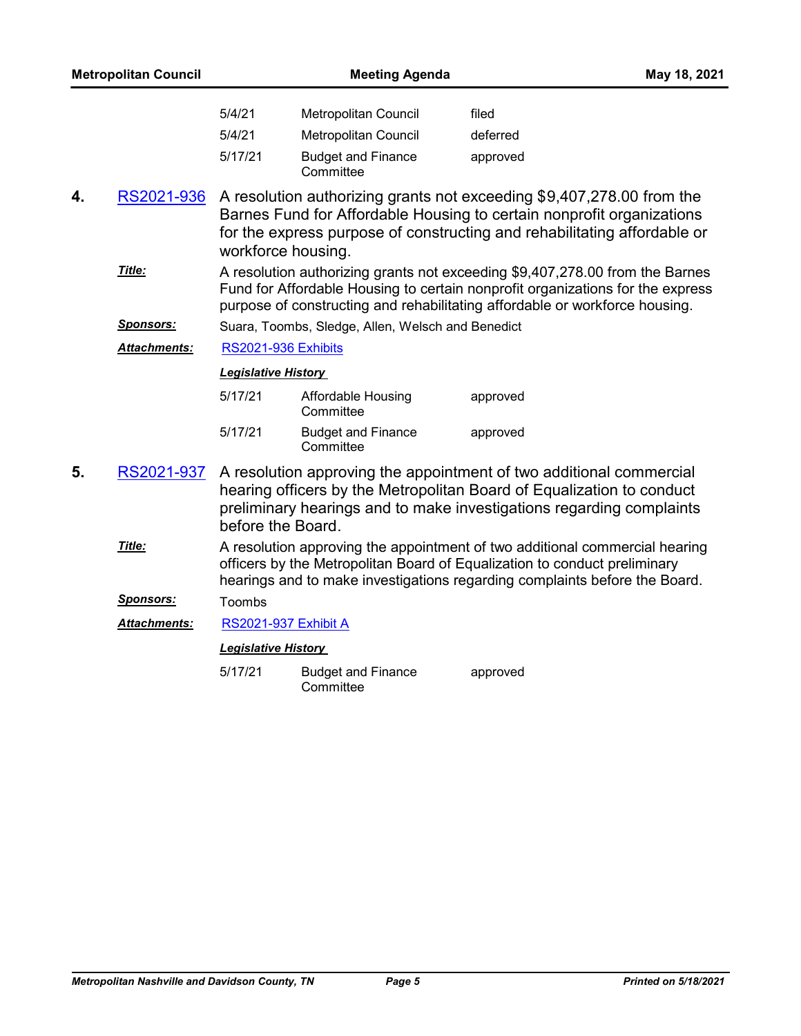| | | |
|---|---|---|
| 5/4/21 | Metropolitan Council | filed |
| 5/4/21 | Metropolitan Council | deferred |
| 5/17/21 | Budget and Finance Committee | approved |

**4.** **RS2021-936** A resolution authorizing grants not exceeding $9,407,278.00 from the Barnes Fund for Affordable Housing to certain nonprofit organizations for the express purpose of constructing and rehabilitating affordable or workforce housing.

***Title:*** A resolution authorizing grants not exceeding $9,407,278.00 from the Barnes Fund for Affordable Housing to certain nonprofit organizations for the express purpose of constructing and rehabilitating affordable or workforce housing.

***Sponsors:*** Suara, Toombs, Sledge, Allen, Welsch and Benedict

***Attachments:*** RS2021-936 Exhibits

***Legislative History***

| | | |
|---|---|---|
| 5/17/21 | Affordable Housing Committee | approved |
| 5/17/21 | Budget and Finance Committee | approved |

**5.** **RS2021-937** A resolution approving the appointment of two additional commercial hearing officers by the Metropolitan Board of Equalization to conduct preliminary hearings and to make investigations regarding complaints before the Board.

***Title:*** A resolution approving the appointment of two additional commercial hearing officers by the Metropolitan Board of Equalization to conduct preliminary hearings and to make investigations regarding complaints before the Board.

***Sponsors:*** Toombs

***Attachments:*** RS2021-937 Exhibit A

***Legislative History***

| | | |
|---|---|---|
| 5/17/21 | Budget and Finance Committee | approved |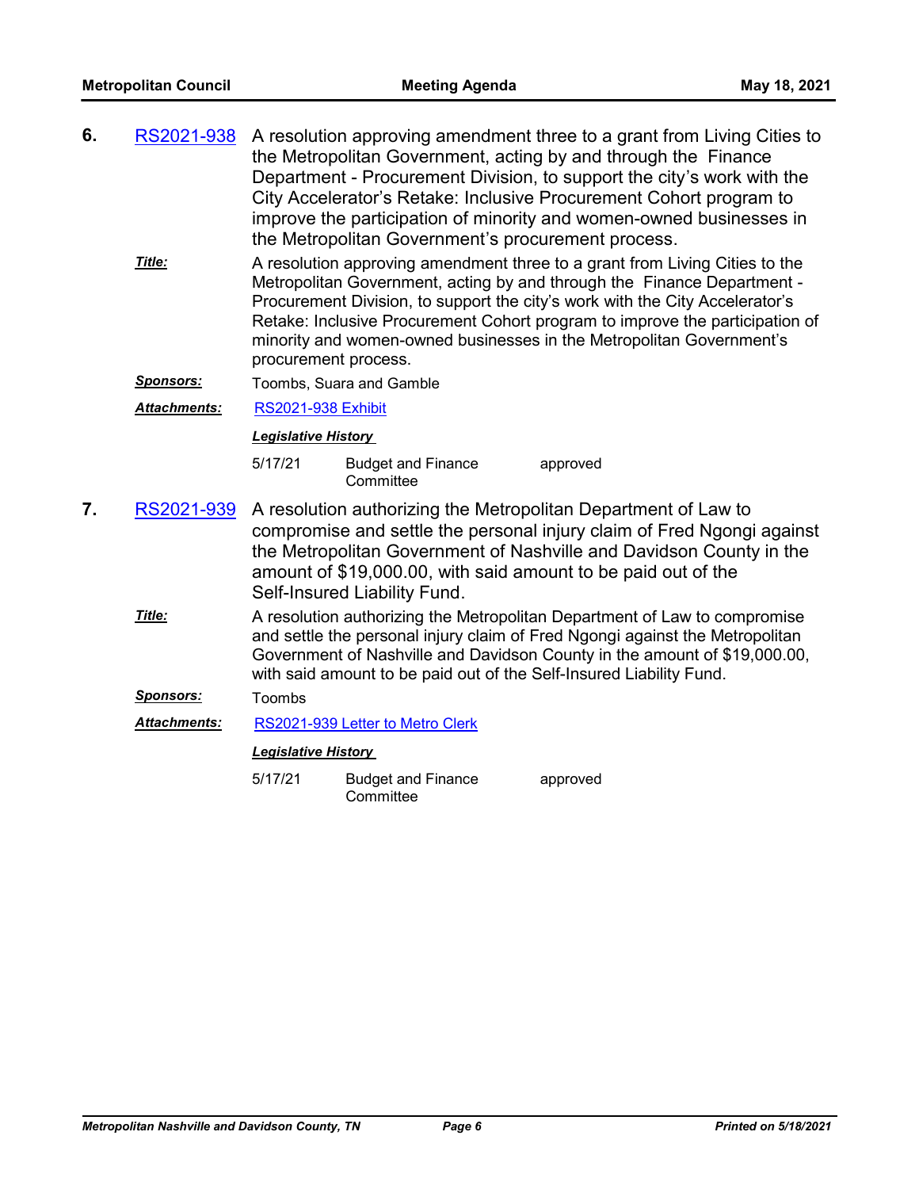**6.** RS2021-938 A resolution approving amendment three to a grant from Living Cities to the Metropolitan Government, acting by and through the Finance Department - Procurement Division, to support the city's work with the City Accelerator's Retake: Inclusive Procurement Cohort program to improve the participation of minority and women-owned businesses in the Metropolitan Government's procurement process.

***Title:*** A resolution approving amendment three to a grant from Living Cities to the Metropolitan Government, acting by and through the Finance Department - Procurement Division, to support the city's work with the City Accelerator's Retake: Inclusive Procurement Cohort program to improve the participation of minority and women-owned businesses in the Metropolitan Government's procurement process.

***Sponsors:*** Toombs, Suara and Gamble

***Attachments:*** RS2021-938 Exhibit

***Legislative History***

| | | |
|---|---|---|
| 5/17/21 | Budget and Finance Committee | approved |

**7.** RS2021-939 A resolution authorizing the Metropolitan Department of Law to compromise and settle the personal injury claim of Fred Ngongi against the Metropolitan Government of Nashville and Davidson County in the amount of $19,000.00, with said amount to be paid out of the Self-Insured Liability Fund.

***Title:*** A resolution authorizing the Metropolitan Department of Law to compromise and settle the personal injury claim of Fred Ngongi against the Metropolitan Government of Nashville and Davidson County in the amount of $19,000.00, with said amount to be paid out of the Self-Insured Liability Fund.

***Sponsors:*** Toombs

***Attachments:*** RS2021-939 Letter to Metro Clerk

***Legislative History***

| | | |
|---|---|---|
| 5/17/21 | Budget and Finance Committee | approved |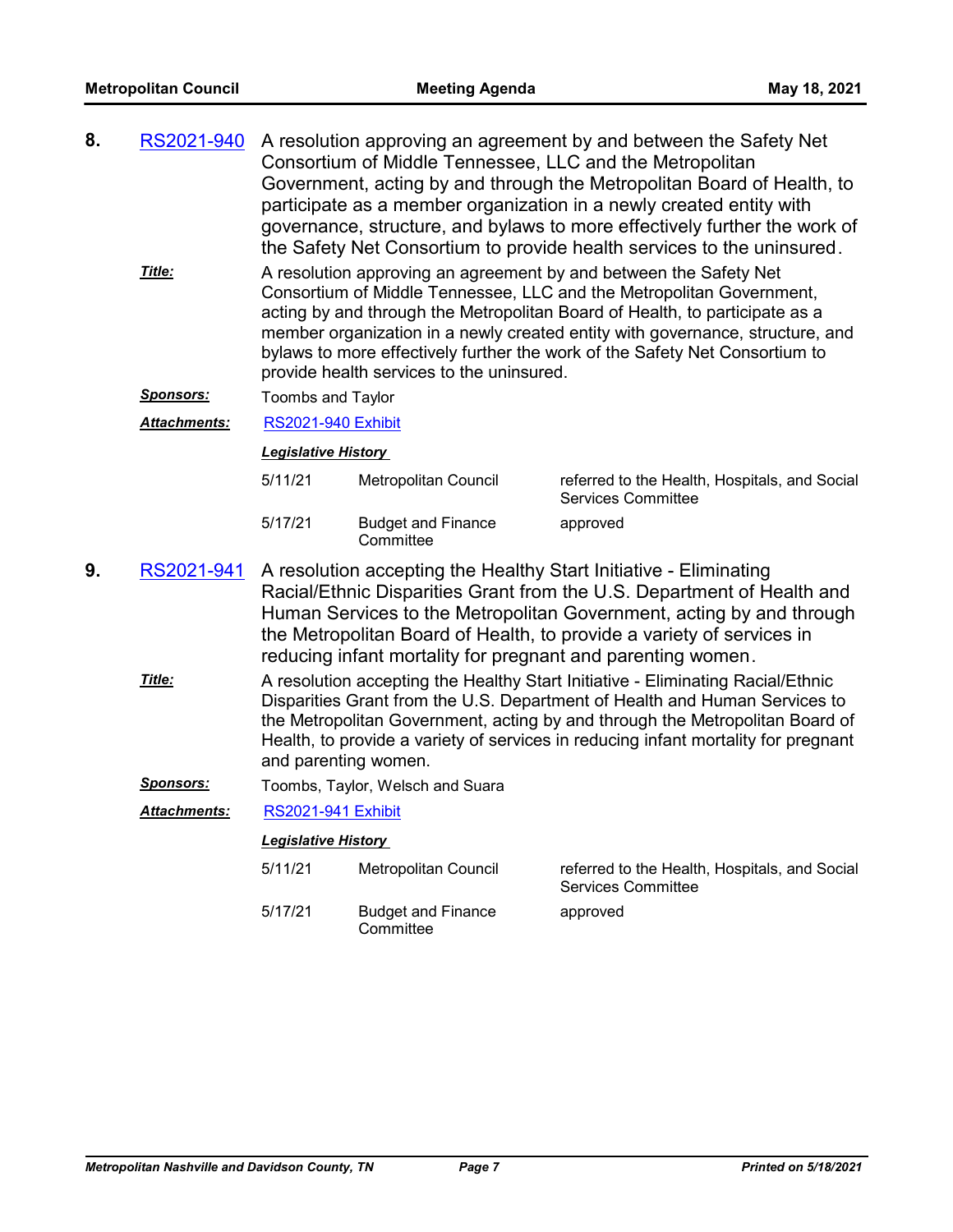**8.** RS2021-940 A resolution approving an agreement by and between the Safety Net Consortium of Middle Tennessee, LLC and the Metropolitan Government, acting by and through the Metropolitan Board of Health, to participate as a member organization in a newly created entity with governance, structure, and bylaws to more effectively further the work of the Safety Net Consortium to provide health services to the uninsured.

***Title:*** A resolution approving an agreement by and between the Safety Net Consortium of Middle Tennessee, LLC and the Metropolitan Government, acting by and through the Metropolitan Board of Health, to participate as a member organization in a newly created entity with governance, structure, and bylaws to more effectively further the work of the Safety Net Consortium to provide health services to the uninsured.

***Sponsors:*** Toombs and Taylor

***Attachments:*** RS2021-940 Exhibit

***Legislative History***

| | | |
|---|---|---|
| 5/11/21 | Metropolitan Council | referred to the Health, Hospitals, and Social Services Committee |
| 5/17/21 | Budget and Finance Committee | approved |

**9.** RS2021-941 A resolution accepting the Healthy Start Initiative - Eliminating Racial/Ethnic Disparities Grant from the U.S. Department of Health and Human Services to the Metropolitan Government, acting by and through the Metropolitan Board of Health, to provide a variety of services in reducing infant mortality for pregnant and parenting women.

***Title:*** A resolution accepting the Healthy Start Initiative - Eliminating Racial/Ethnic Disparities Grant from the U.S. Department of Health and Human Services to the Metropolitan Government, acting by and through the Metropolitan Board of Health, to provide a variety of services in reducing infant mortality for pregnant and parenting women.

***Sponsors:*** Toombs, Taylor, Welsch and Suara

***Attachments:*** RS2021-941 Exhibit

***Legislative History***

| | | |
|---|---|---|
| 5/11/21 | Metropolitan Council | referred to the Health, Hospitals, and Social Services Committee |
| 5/17/21 | Budget and Finance Committee | approved |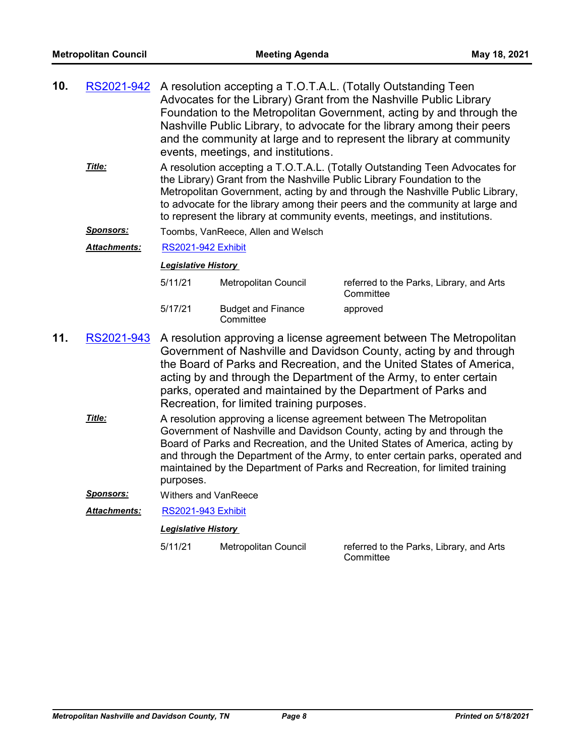**10.** RS2021-942 A resolution accepting a T.O.T.A.L. (Totally Outstanding Teen Advocates for the Library) Grant from the Nashville Public Library Foundation to the Metropolitan Government, acting by and through the Nashville Public Library, to advocate for the library among their peers and the community at large and to represent the library at community events, meetings, and institutions.

***Title:*** A resolution accepting a T.O.T.A.L. (Totally Outstanding Teen Advocates for the Library) Grant from the Nashville Public Library Foundation to the Metropolitan Government, acting by and through the Nashville Public Library, to advocate for the library among their peers and the community at large and to represent the library at community events, meetings, and institutions.

***Sponsors:*** Toombs, VanReece, Allen and Welsch

***Attachments:*** RS2021-942 Exhibit

***Legislative History***

| | | |
|---|---|---|
| 5/11/21 | Metropolitan Council | referred to the Parks, Library, and Arts Committee |
| 5/17/21 | Budget and Finance Committee | approved |

**11.** RS2021-943 A resolution approving a license agreement between The Metropolitan Government of Nashville and Davidson County, acting by and through the Board of Parks and Recreation, and the United States of America, acting by and through the Department of the Army, to enter certain parks, operated and maintained by the Department of Parks and Recreation, for limited training purposes.

***Title:*** A resolution approving a license agreement between The Metropolitan Government of Nashville and Davidson County, acting by and through the Board of Parks and Recreation, and the United States of America, acting by and through the Department of the Army, to enter certain parks, operated and maintained by the Department of Parks and Recreation, for limited training purposes.

***Sponsors:*** Withers and VanReece

***Attachments:*** RS2021-943 Exhibit

***Legislative History***

| | | |
|---|---|---|
| 5/11/21 | Metropolitan Council | referred to the Parks, Library, and Arts Committee |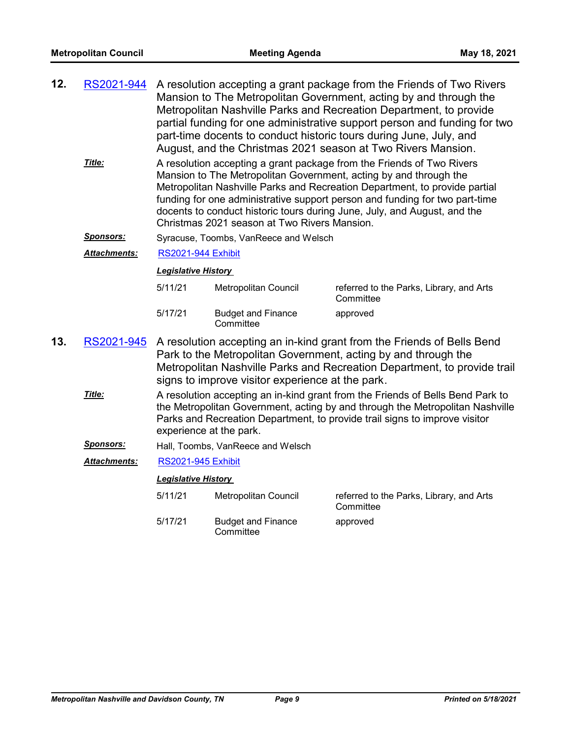**12.** RS2021-944 A resolution accepting a grant package from the Friends of Two Rivers Mansion to The Metropolitan Government, acting by and through the Metropolitan Nashville Parks and Recreation Department, to provide partial funding for one administrative support person and funding for two part-time docents to conduct historic tours during June, July, and August, and the Christmas 2021 season at Two Rivers Mansion.

***Title:*** A resolution accepting a grant package from the Friends of Two Rivers Mansion to The Metropolitan Government, acting by and through the Metropolitan Nashville Parks and Recreation Department, to provide partial funding for one administrative support person and funding for two part-time docents to conduct historic tours during June, July, and August, and the Christmas 2021 season at Two Rivers Mansion.

***Sponsors:*** Syracuse, Toombs, VanReece and Welsch

***Attachments:*** RS2021-944 Exhibit

***Legislative History***

| | | |
|---|---|---|
| 5/11/21 | Metropolitan Council | referred to the Parks, Library, and Arts Committee |
| 5/17/21 | Budget and Finance Committee | approved |

**13.** RS2021-945 A resolution accepting an in-kind grant from the Friends of Bells Bend Park to the Metropolitan Government, acting by and through the Metropolitan Nashville Parks and Recreation Department, to provide trail signs to improve visitor experience at the park.

***Title:*** A resolution accepting an in-kind grant from the Friends of Bells Bend Park to the Metropolitan Government, acting by and through the Metropolitan Nashville Parks and Recreation Department, to provide trail signs to improve visitor experience at the park.

***Sponsors:*** Hall, Toombs, VanReece and Welsch

***Attachments:*** RS2021-945 Exhibit

***Legislative History***

| | | |
|---|---|---|
| 5/11/21 | Metropolitan Council | referred to the Parks, Library, and Arts Committee |
| 5/17/21 | Budget and Finance Committee | approved |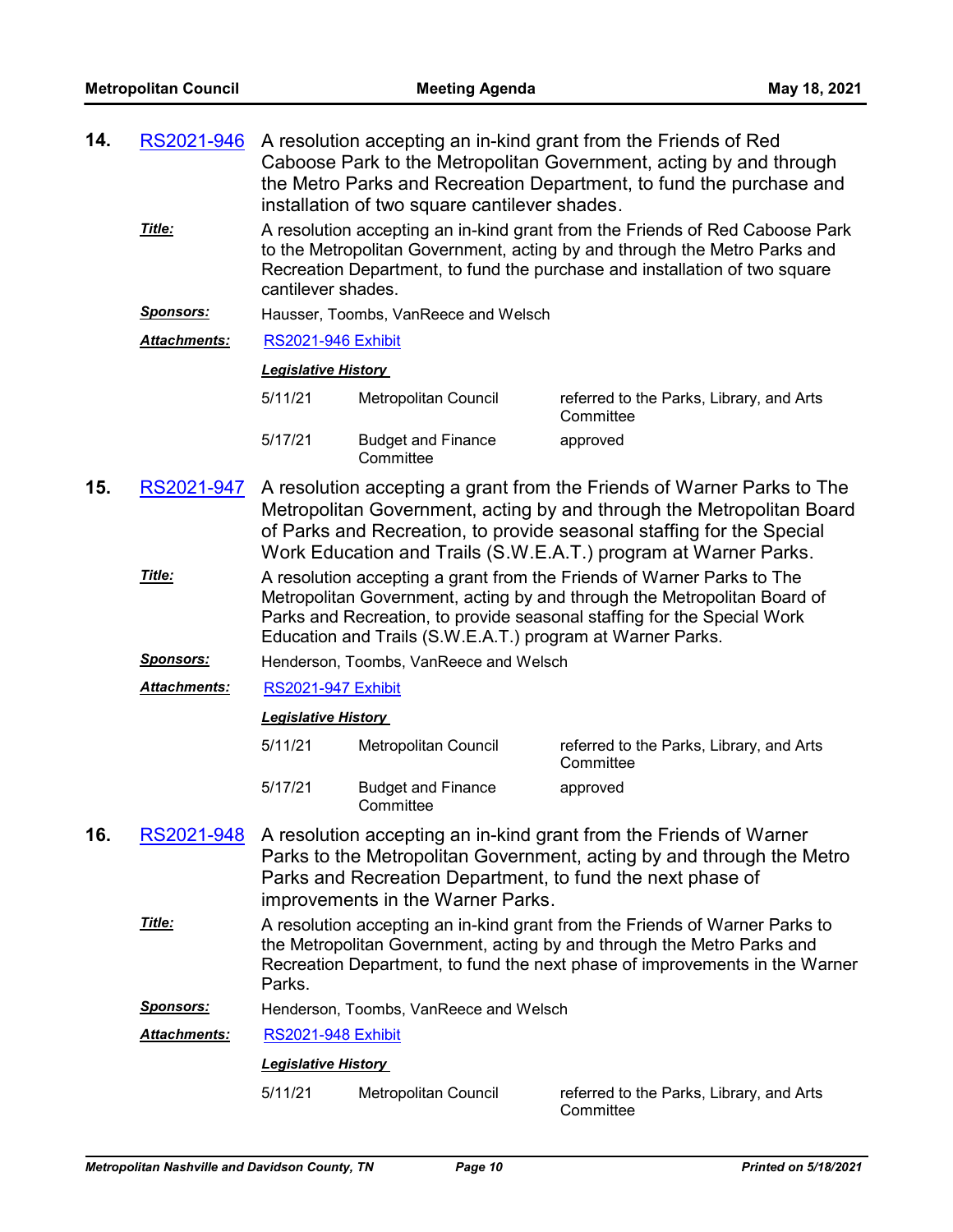**14.** RS2021-946 A resolution accepting an in-kind grant from the Friends of Red Caboose Park to the Metropolitan Government, acting by and through the Metro Parks and Recreation Department, to fund the purchase and installation of two square cantilever shades.

***Title:*** A resolution accepting an in-kind grant from the Friends of Red Caboose Park to the Metropolitan Government, acting by and through the Metro Parks and Recreation Department, to fund the purchase and installation of two square cantilever shades.

***Sponsors:*** Hausser, Toombs, VanReece and Welsch

***Attachments:*** RS2021-946 Exhibit

***Legislative History***

| | | |
|---|---|---|
| 5/11/21 | Metropolitan Council | referred to the Parks, Library, and Arts Committee |
| 5/17/21 | Budget and Finance Committee | approved |

**15.** RS2021-947 A resolution accepting a grant from the Friends of Warner Parks to The Metropolitan Government, acting by and through the Metropolitan Board of Parks and Recreation, to provide seasonal staffing for the Special Work Education and Trails (S.W.E.A.T.) program at Warner Parks.

***Title:*** A resolution accepting a grant from the Friends of Warner Parks to The Metropolitan Government, acting by and through the Metropolitan Board of Parks and Recreation, to provide seasonal staffing for the Special Work Education and Trails (S.W.E.A.T.) program at Warner Parks.

***Sponsors:*** Henderson, Toombs, VanReece and Welsch

***Attachments:*** RS2021-947 Exhibit

***Legislative History***

| | | |
|---|---|---|
| 5/11/21 | Metropolitan Council | referred to the Parks, Library, and Arts Committee |
| 5/17/21 | Budget and Finance Committee | approved |

**16.** RS2021-948 A resolution accepting an in-kind grant from the Friends of Warner Parks to the Metropolitan Government, acting by and through the Metro Parks and Recreation Department, to fund the next phase of improvements in the Warner Parks.

***Title:*** A resolution accepting an in-kind grant from the Friends of Warner Parks to the Metropolitan Government, acting by and through the Metro Parks and Recreation Department, to fund the next phase of improvements in the Warner Parks.

***Sponsors:*** Henderson, Toombs, VanReece and Welsch

***Attachments:*** RS2021-948 Exhibit

***Legislative History***

| | | |
|---|---|---|
| 5/11/21 | Metropolitan Council | referred to the Parks, Library, and Arts Committee |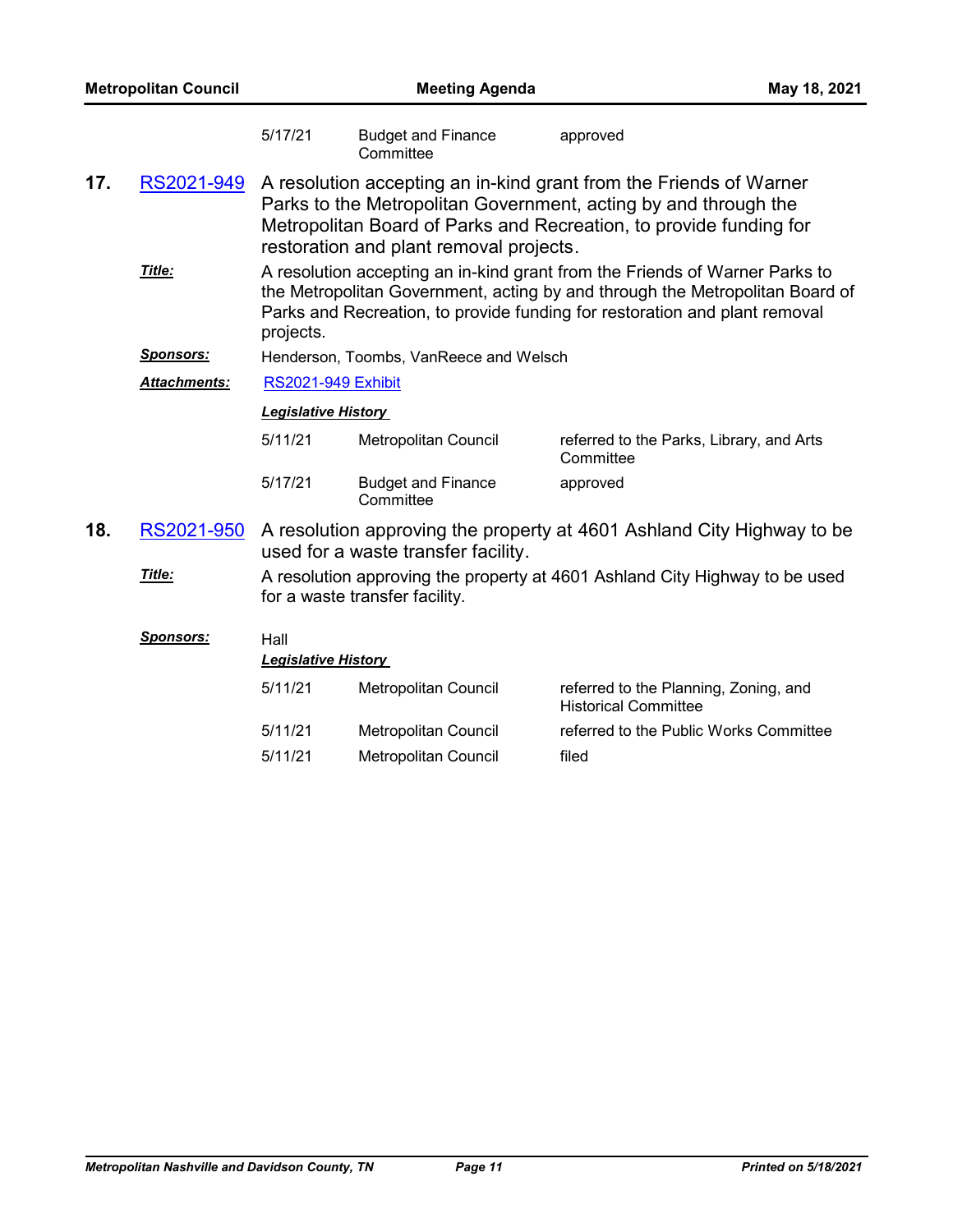| | | |
|---|---|---|
| 5/17/21 | Budget and Finance Committee | approved |

**17.** RS2021-949 A resolution accepting an in-kind grant from the Friends of Warner Parks to the Metropolitan Government, acting by and through the Metropolitan Board of Parks and Recreation, to provide funding for restoration and plant removal projects.

***Title:*** A resolution accepting an in-kind grant from the Friends of Warner Parks to the Metropolitan Government, acting by and through the Metropolitan Board of Parks and Recreation, to provide funding for restoration and plant removal projects.

***Sponsors:*** Henderson, Toombs, VanReece and Welsch

***Attachments:*** RS2021-949 Exhibit

***Legislative History***

| | | |
|---|---|---|
| 5/11/21 | Metropolitan Council | referred to the Parks, Library, and Arts Committee |
| 5/17/21 | Budget and Finance Committee | approved |

**18.** RS2021-950 A resolution approving the property at 4601 Ashland City Highway to be used for a waste transfer facility.

***Title:*** A resolution approving the property at 4601 Ashland City Highway to be used for a waste transfer facility.

***Sponsors:*** Hall

***Legislative History***

| | | |
|---|---|---|
| 5/11/21 | Metropolitan Council | referred to the Planning, Zoning, and Historical Committee |
| 5/11/21 | Metropolitan Council | referred to the Public Works Committee |
| 5/11/21 | Metropolitan Council | filed |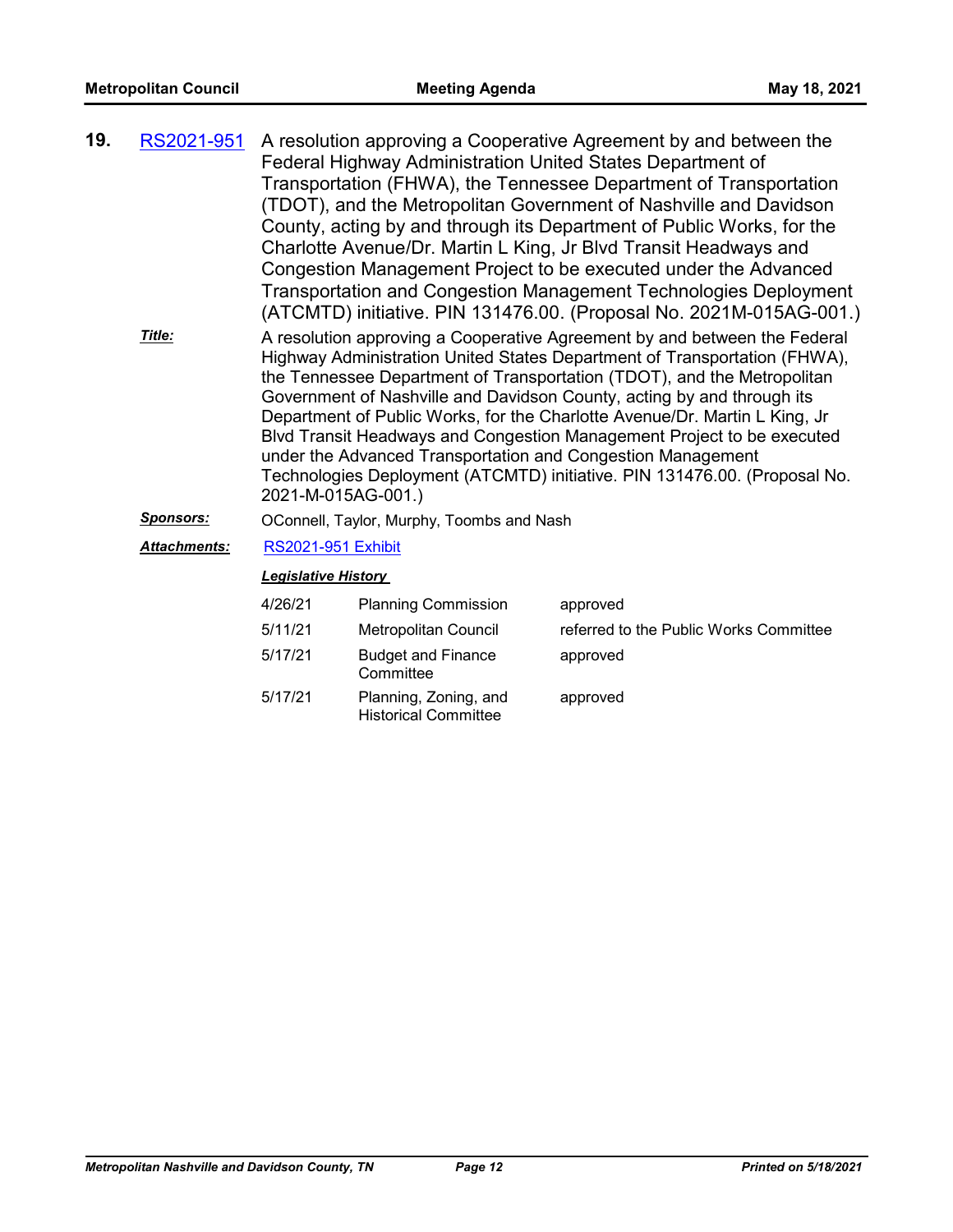**19.** RS2021-951 A resolution approving a Cooperative Agreement by and between the Federal Highway Administration United States Department of Transportation (FHWA), the Tennessee Department of Transportation (TDOT), and the Metropolitan Government of Nashville and Davidson County, acting by and through its Department of Public Works, for the Charlotte Avenue/Dr. Martin L King, Jr Blvd Transit Headways and Congestion Management Project to be executed under the Advanced Transportation and Congestion Management Technologies Deployment (ATCMTD) initiative. PIN 131476.00. (Proposal No. 2021M-015AG-001.)

***Title:*** A resolution approving a Cooperative Agreement by and between the Federal Highway Administration United States Department of Transportation (FHWA), the Tennessee Department of Transportation (TDOT), and the Metropolitan Government of Nashville and Davidson County, acting by and through its Department of Public Works, for the Charlotte Avenue/Dr. Martin L King, Jr Blvd Transit Headways and Congestion Management Project to be executed under the Advanced Transportation and Congestion Management Technologies Deployment (ATCMTD) initiative. PIN 131476.00. (Proposal No. 2021-M-015AG-001.)

***Sponsors:*** OConnell, Taylor, Murphy, Toombs and Nash

***Attachments:*** RS2021-951 Exhibit

***Legislative History***

| Date | Body | Action |
|---|---|---|
| 4/26/21 | Planning Commission | approved |
| 5/11/21 | Metropolitan Council | referred to the Public Works Committee |
| 5/17/21 | Budget and Finance Committee | approved |
| 5/17/21 | Planning, Zoning, and Historical Committee | approved |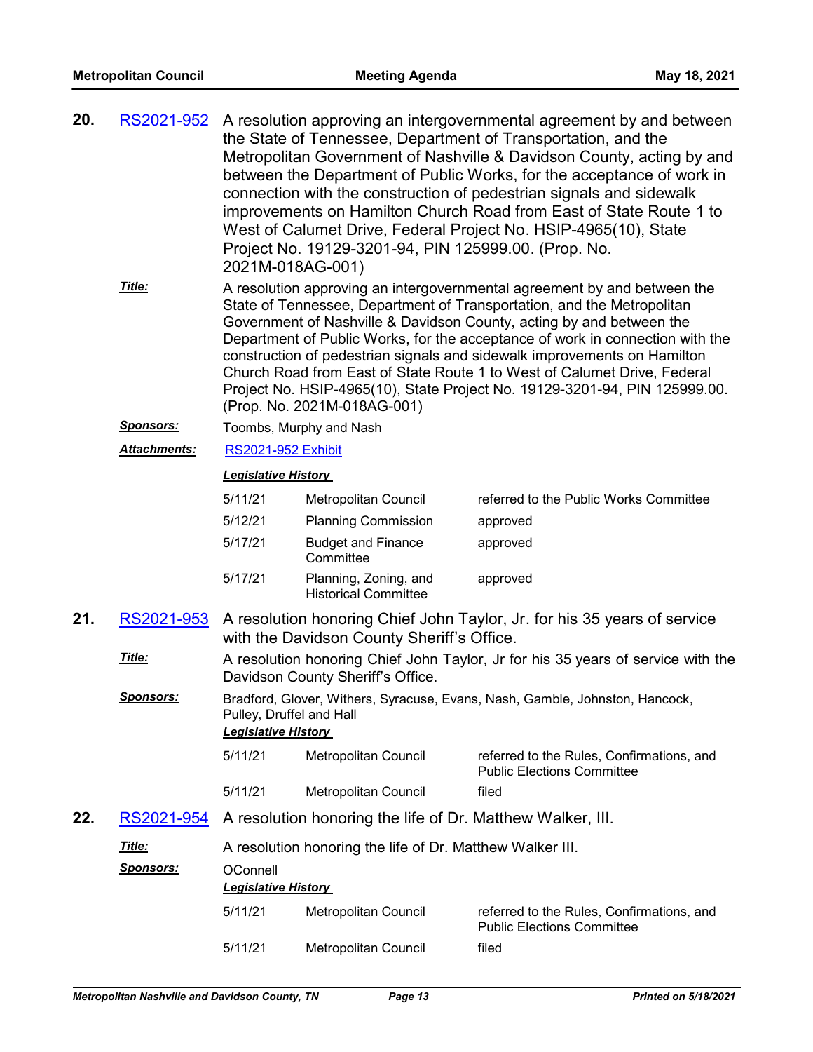**20.** RS2021-952 A resolution approving an intergovernmental agreement by and between the State of Tennessee, Department of Transportation, and the Metropolitan Government of Nashville & Davidson County, acting by and between the Department of Public Works, for the acceptance of work in connection with the construction of pedestrian signals and sidewalk improvements on Hamilton Church Road from East of State Route 1 to West of Calumet Drive, Federal Project No. HSIP-4965(10), State Project No. 19129-3201-94, PIN 125999.00. (Prop. No. 2021M-018AG-001)

***Title:*** A resolution approving an intergovernmental agreement by and between the State of Tennessee, Department of Transportation, and the Metropolitan Government of Nashville & Davidson County, acting by and between the Department of Public Works, for the acceptance of work in connection with the construction of pedestrian signals and sidewalk improvements on Hamilton Church Road from East of State Route 1 to West of Calumet Drive, Federal Project No. HSIP-4965(10), State Project No. 19129-3201-94, PIN 125999.00. (Prop. No. 2021M-018AG-001)

***Sponsors:*** Toombs, Murphy and Nash

***Attachments:*** RS2021-952 Exhibit

***Legislative History***

| | | |
|---|---|---|
| 5/11/21 | Metropolitan Council | referred to the Public Works Committee |
| 5/12/21 | Planning Commission | approved |
| 5/17/21 | Budget and Finance Committee | approved |
| 5/17/21 | Planning, Zoning, and Historical Committee | approved |

**21.** RS2021-953 A resolution honoring Chief John Taylor, Jr. for his 35 years of service with the Davidson County Sheriff's Office.

***Title:*** A resolution honoring Chief John Taylor, Jr for his 35 years of service with the Davidson County Sheriff's Office.

***Sponsors:*** Bradford, Glover, Withers, Syracuse, Evans, Nash, Gamble, Johnston, Hancock, Pulley, Druffel and Hall

***Legislative History***

| | | |
|---|---|---|
| 5/11/21 | Metropolitan Council | referred to the Rules, Confirmations, and Public Elections Committee |
| 5/11/21 | Metropolitan Council | filed |

**22.** RS2021-954 A resolution honoring the life of Dr. Matthew Walker, III.

***Title:*** A resolution honoring the life of Dr. Matthew Walker III.

***Sponsors:*** OConnell

***Legislative History***

| | | |
|---|---|---|
| 5/11/21 | Metropolitan Council | referred to the Rules, Confirmations, and Public Elections Committee |
| 5/11/21 | Metropolitan Council | filed |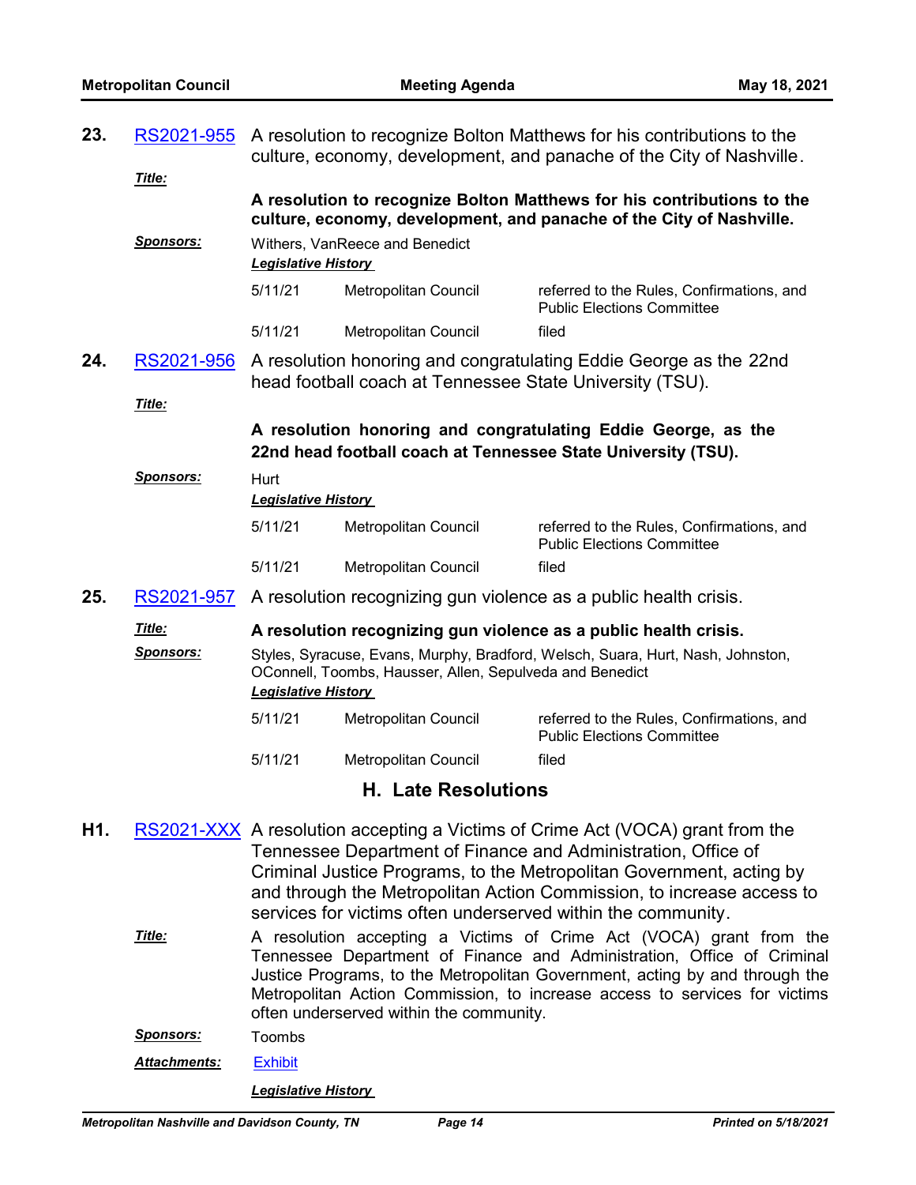**23.** [RS2021-955](RS2021-955) A resolution to recognize Bolton Matthews for his contributions to the culture, economy, development, and panache of the City of Nashville.

***Title:***

**A resolution to recognize Bolton Matthews for his contributions to the culture, economy, development, and panache of the City of Nashville.**

***Sponsors:*** Withers, VanReece and Benedict

***Legislative History***

| | | |
|---|---|---|
| 5/11/21 | Metropolitan Council | referred to the Rules, Confirmations, and Public Elections Committee |
| 5/11/21 | Metropolitan Council | filed |

**24.** [RS2021-956](RS2021-956) A resolution honoring and congratulating Eddie George as the 22nd head football coach at Tennessee State University (TSU).

***Title:***

**A resolution honoring and congratulating Eddie George, as the 22nd head football coach at Tennessee State University (TSU).**

***Sponsors:*** Hurt

***Legislative History***

| | | |
|---|---|---|
| 5/11/21 | Metropolitan Council | referred to the Rules, Confirmations, and Public Elections Committee |
| 5/11/21 | Metropolitan Council | filed |

**25.** [RS2021-957](RS2021-957) A resolution recognizing gun violence as a public health crisis.

***Title:*** **A resolution recognizing gun violence as a public health crisis.**

***Sponsors:*** Styles, Syracuse, Evans, Murphy, Bradford, Welsch, Suara, Hurt, Nash, Johnston, OConnell, Toombs, Hausser, Allen, Sepulveda and Benedict

***Legislative History***

| | | |
|---|---|---|
| 5/11/21 | Metropolitan Council | referred to the Rules, Confirmations, and Public Elections Committee |
| 5/11/21 | Metropolitan Council | filed |

## H. Late Resolutions

**H1.** [RS2021-XXX](RS2021-XXX) A resolution accepting a Victims of Crime Act (VOCA) grant from the Tennessee Department of Finance and Administration, Office of Criminal Justice Programs, to the Metropolitan Government, acting by and through the Metropolitan Action Commission, to increase access to services for victims often underserved within the community.

***Title:*** A resolution accepting a Victims of Crime Act (VOCA) grant from the Tennessee Department of Finance and Administration, Office of Criminal Justice Programs, to the Metropolitan Government, acting by and through the Metropolitan Action Commission, to increase access to services for victims often underserved within the community.

***Sponsors:*** Toombs

***Attachments:*** [Exhibit](Exhibit)

***Legislative History***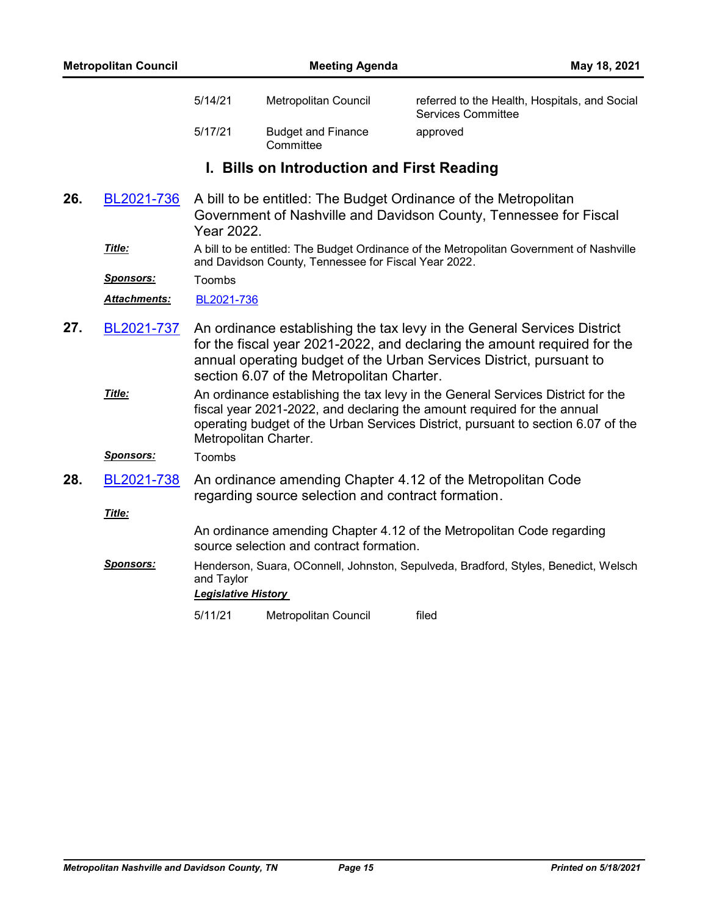| | | |
|---|---|---|
| 5/14/21 | Metropolitan Council | referred to the Health, Hospitals, and Social Services Committee |
| 5/17/21 | Budget and Finance Committee | approved |

## I. Bills on Introduction and First Reading

**26.** BL2021-736 A bill to be entitled: The Budget Ordinance of the Metropolitan Government of Nashville and Davidson County, Tennessee for Fiscal Year 2022.

***Title:*** A bill to be entitled: The Budget Ordinance of the Metropolitan Government of Nashville and Davidson County, Tennessee for Fiscal Year 2022.

***Sponsors:*** Toombs

***Attachments:*** BL2021-736

**27.** BL2021-737 An ordinance establishing the tax levy in the General Services District for the fiscal year 2021-2022, and declaring the amount required for the annual operating budget of the Urban Services District, pursuant to section 6.07 of the Metropolitan Charter.

***Title:*** An ordinance establishing the tax levy in the General Services District for the fiscal year 2021-2022, and declaring the amount required for the annual operating budget of the Urban Services District, pursuant to section 6.07 of the Metropolitan Charter.

***Sponsors:*** Toombs

**28.** BL2021-738 An ordinance amending Chapter 4.12 of the Metropolitan Code regarding source selection and contract formation.

***Title:***

An ordinance amending Chapter 4.12 of the Metropolitan Code regarding source selection and contract formation.

***Sponsors:*** Henderson, Suara, OConnell, Johnston, Sepulveda, Bradford, Styles, Benedict, Welsch and Taylor

***Legislative History***

| | | |
|---|---|---|
| 5/11/21 | Metropolitan Council | filed |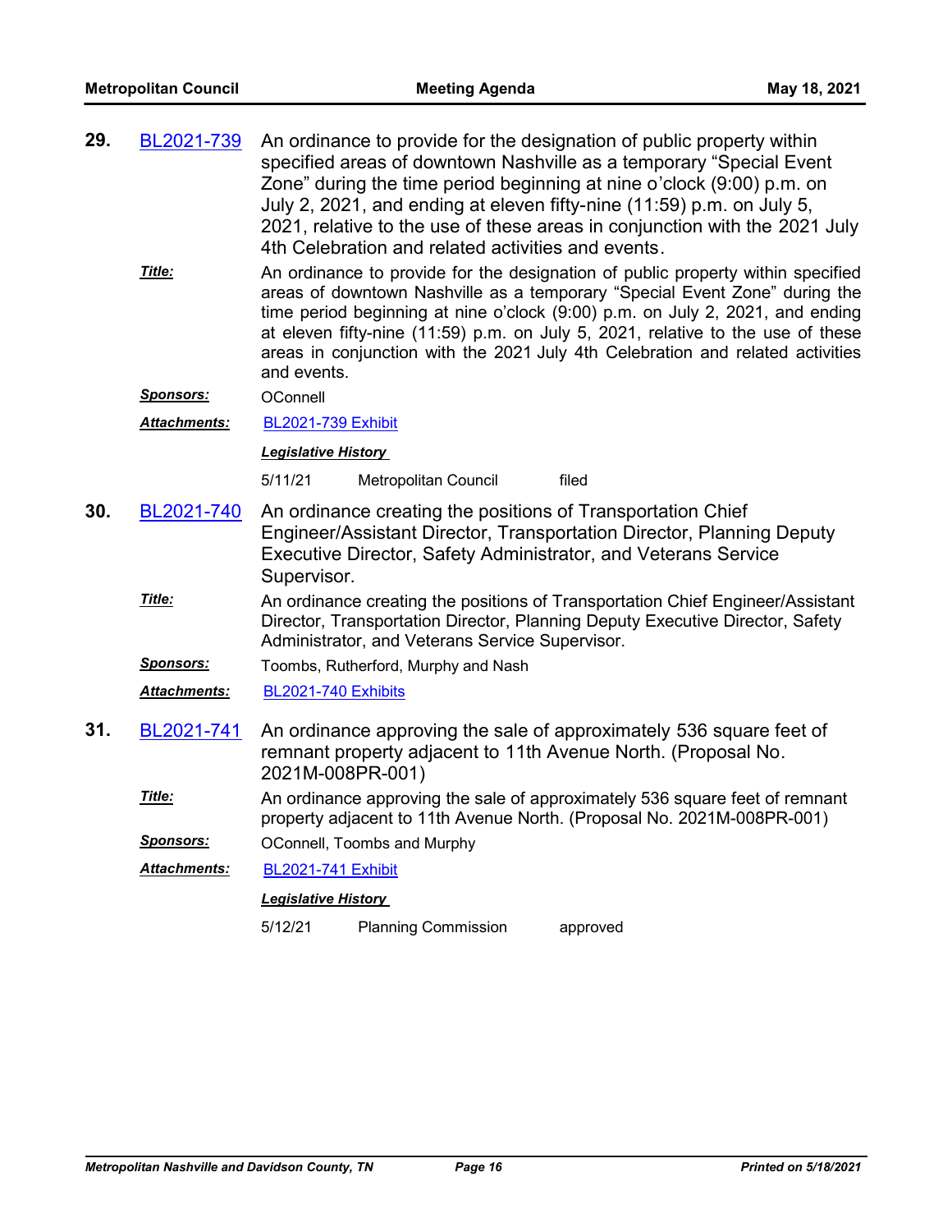**29.** BL2021-739 An ordinance to provide for the designation of public property within specified areas of downtown Nashville as a temporary “Special Event Zone” during the time period beginning at nine o’clock (9:00) p.m. on July 2, 2021, and ending at eleven fifty-nine (11:59) p.m. on July 5, 2021, relative to the use of these areas in conjunction with the 2021 July 4th Celebration and related activities and events.

***Title:*** An ordinance to provide for the designation of public property within specified areas of downtown Nashville as a temporary “Special Event Zone” during the time period beginning at nine o’clock (9:00) p.m. on July 2, 2021, and ending at eleven fifty-nine (11:59) p.m. on July 5, 2021, relative to the use of these areas in conjunction with the 2021 July 4th Celebration and related activities and events.

***Sponsors:*** OConnell

***Attachments:*** BL2021-739 Exhibit

***Legislative History***

| | | |
|---|---|---|
| 5/11/21 | Metropolitan Council | filed |

**30.** BL2021-740 An ordinance creating the positions of Transportation Chief Engineer/Assistant Director, Transportation Director, Planning Deputy Executive Director, Safety Administrator, and Veterans Service Supervisor.

***Title:*** An ordinance creating the positions of Transportation Chief Engineer/Assistant Director, Transportation Director, Planning Deputy Executive Director, Safety Administrator, and Veterans Service Supervisor.

***Sponsors:*** Toombs, Rutherford, Murphy and Nash

***Attachments:*** BL2021-740 Exhibits

**31.** BL2021-741 An ordinance approving the sale of approximately 536 square feet of remnant property adjacent to 11th Avenue North. (Proposal No. 2021M-008PR-001)

***Title:*** An ordinance approving the sale of approximately 536 square feet of remnant property adjacent to 11th Avenue North. (Proposal No. 2021M-008PR-001)

***Sponsors:*** OConnell, Toombs and Murphy

***Attachments:*** BL2021-741 Exhibit

***Legislative History***

| | | |
|---|---|---|
| 5/12/21 | Planning Commission | approved |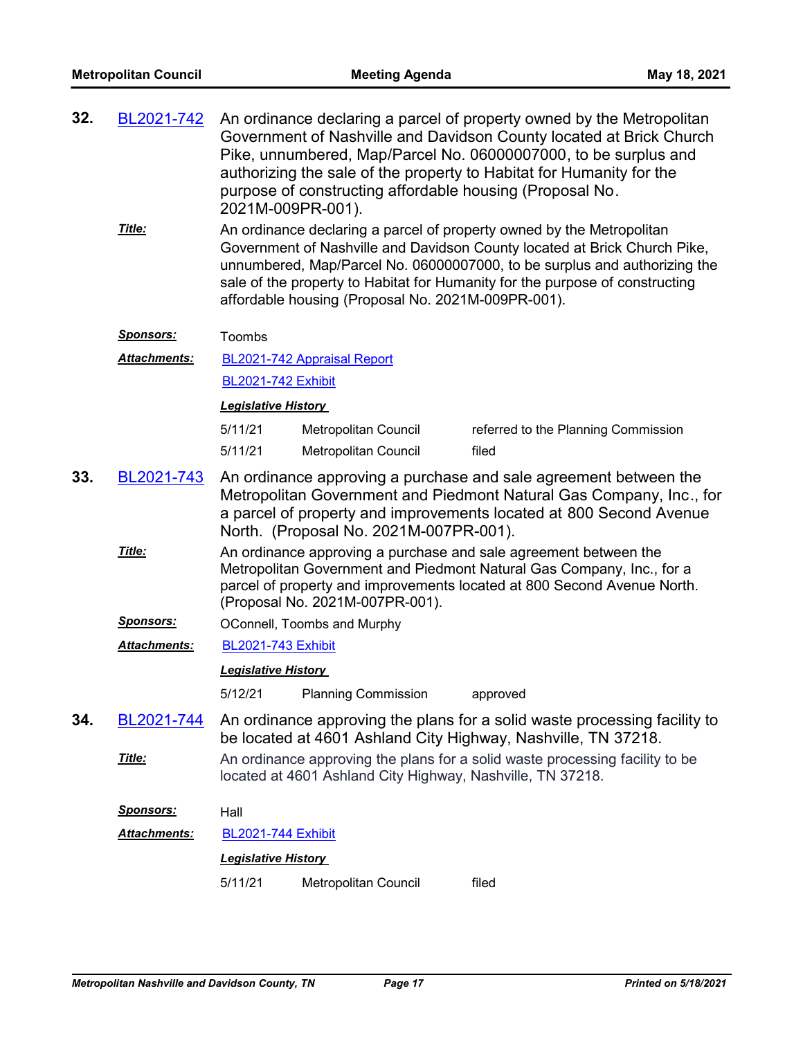**32.** BL2021-742 An ordinance declaring a parcel of property owned by the Metropolitan Government of Nashville and Davidson County located at Brick Church Pike, unnumbered, Map/Parcel No. 06000007000, to be surplus and authorizing the sale of the property to Habitat for Humanity for the purpose of constructing affordable housing (Proposal No. 2021M-009PR-001).

***Title:*** An ordinance declaring a parcel of property owned by the Metropolitan Government of Nashville and Davidson County located at Brick Church Pike, unnumbered, Map/Parcel No. 06000007000, to be surplus and authorizing the sale of the property to Habitat for Humanity for the purpose of constructing affordable housing (Proposal No. 2021M-009PR-001).

***Sponsors:*** Toombs

***Attachments:*** BL2021-742 Appraisal Report

BL2021-742 Exhibit

***Legislative History***

| | | |
|---|---|---|
| 5/11/21 | Metropolitan Council | referred to the Planning Commission |
| 5/11/21 | Metropolitan Council | filed |

**33.** BL2021-743 An ordinance approving a purchase and sale agreement between the Metropolitan Government and Piedmont Natural Gas Company, Inc., for a parcel of property and improvements located at 800 Second Avenue North. (Proposal No. 2021M-007PR-001).

***Title:*** An ordinance approving a purchase and sale agreement between the Metropolitan Government and Piedmont Natural Gas Company, Inc., for a parcel of property and improvements located at 800 Second Avenue North. (Proposal No. 2021M-007PR-001).

***Sponsors:*** OConnell, Toombs and Murphy

***Attachments:*** BL2021-743 Exhibit

***Legislative History***

| | | |
|---|---|---|
| 5/12/21 | Planning Commission | approved |

**34.** BL2021-744 An ordinance approving the plans for a solid waste processing facility to be located at 4601 Ashland City Highway, Nashville, TN 37218.

***Title:*** An ordinance approving the plans for a solid waste processing facility to be located at 4601 Ashland City Highway, Nashville, TN 37218.

***Sponsors:*** Hall

***Attachments:*** BL2021-744 Exhibit

***Legislative History***

| | | |
|---|---|---|
| 5/11/21 | Metropolitan Council | filed |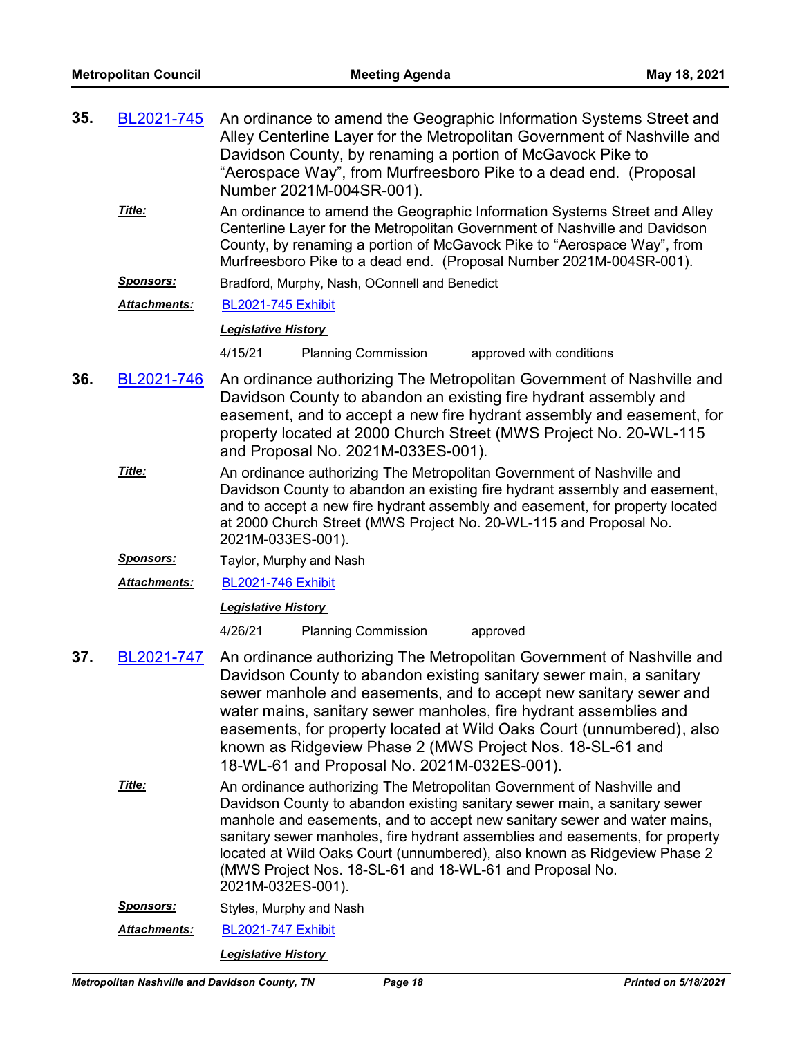**35.** BL2021-745 An ordinance to amend the Geographic Information Systems Street and Alley Centerline Layer for the Metropolitan Government of Nashville and Davidson County, by renaming a portion of McGavock Pike to "Aerospace Way", from Murfreesboro Pike to a dead end. (Proposal Number 2021M-004SR-001).

***Title:*** An ordinance to amend the Geographic Information Systems Street and Alley Centerline Layer for the Metropolitan Government of Nashville and Davidson County, by renaming a portion of McGavock Pike to "Aerospace Way", from Murfreesboro Pike to a dead end. (Proposal Number 2021M-004SR-001).

***Sponsors:*** Bradford, Murphy, Nash, OConnell and Benedict

***Attachments:*** BL2021-745 Exhibit

***Legislative History***

4/15/21 Planning Commission approved with conditions

**36.** BL2021-746 An ordinance authorizing The Metropolitan Government of Nashville and Davidson County to abandon an existing fire hydrant assembly and easement, and to accept a new fire hydrant assembly and easement, for property located at 2000 Church Street (MWS Project No. 20-WL-115 and Proposal No. 2021M-033ES-001).

***Title:*** An ordinance authorizing The Metropolitan Government of Nashville and Davidson County to abandon an existing fire hydrant assembly and easement, and to accept a new fire hydrant assembly and easement, for property located at 2000 Church Street (MWS Project No. 20-WL-115 and Proposal No. 2021M-033ES-001).

***Sponsors:*** Taylor, Murphy and Nash

***Attachments:*** BL2021-746 Exhibit

***Legislative History***

4/26/21 Planning Commission approved

**37.** BL2021-747 An ordinance authorizing The Metropolitan Government of Nashville and Davidson County to abandon existing sanitary sewer main, a sanitary sewer manhole and easements, and to accept new sanitary sewer and water mains, sanitary sewer manholes, fire hydrant assemblies and easements, for property located at Wild Oaks Court (unnumbered), also known as Ridgeview Phase 2 (MWS Project Nos. 18-SL-61 and 18-WL-61 and Proposal No. 2021M-032ES-001).

***Title:*** An ordinance authorizing The Metropolitan Government of Nashville and Davidson County to abandon existing sanitary sewer main, a sanitary sewer manhole and easements, and to accept new sanitary sewer and water mains, sanitary sewer manholes, fire hydrant assemblies and easements, for property located at Wild Oaks Court (unnumbered), also known as Ridgeview Phase 2 (MWS Project Nos. 18-SL-61 and 18-WL-61 and Proposal No. 2021M-032ES-001).

***Sponsors:*** Styles, Murphy and Nash

***Attachments:*** BL2021-747 Exhibit

***Legislative History***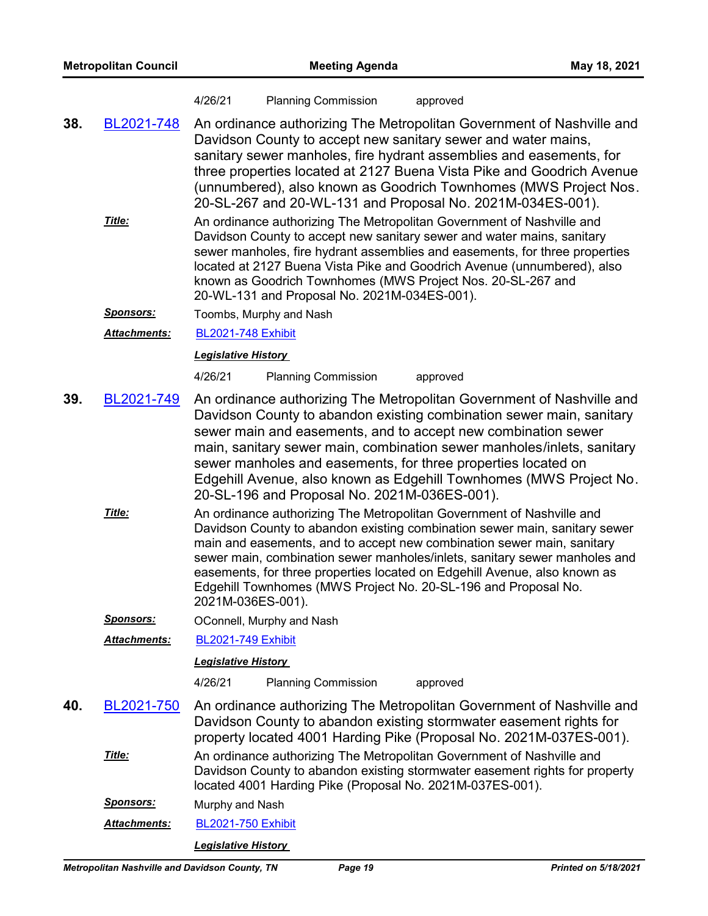4/26/21 Planning Commission approved

**38.** BL2021-748 An ordinance authorizing The Metropolitan Government of Nashville and Davidson County to accept new sanitary sewer and water mains, sanitary sewer manholes, fire hydrant assemblies and easements, for three properties located at 2127 Buena Vista Pike and Goodrich Avenue (unnumbered), also known as Goodrich Townhomes (MWS Project Nos. 20-SL-267 and 20-WL-131 and Proposal No. 2021M-034ES-001).

***Title:*** An ordinance authorizing The Metropolitan Government of Nashville and Davidson County to accept new sanitary sewer and water mains, sanitary sewer manholes, fire hydrant assemblies and easements, for three properties located at 2127 Buena Vista Pike and Goodrich Avenue (unnumbered), also known as Goodrich Townhomes (MWS Project Nos. 20-SL-267 and 20-WL-131 and Proposal No. 2021M-034ES-001).

***Sponsors:*** Toombs, Murphy and Nash

***Attachments:*** BL2021-748 Exhibit

***Legislative History***

4/26/21 Planning Commission approved

**39.** BL2021-749 An ordinance authorizing The Metropolitan Government of Nashville and Davidson County to abandon existing combination sewer main, sanitary sewer main and easements, and to accept new combination sewer main, sanitary sewer main, combination sewer manholes/inlets, sanitary sewer manholes and easements, for three properties located on Edgehill Avenue, also known as Edgehill Townhomes (MWS Project No. 20-SL-196 and Proposal No. 2021M-036ES-001).

***Title:*** An ordinance authorizing The Metropolitan Government of Nashville and Davidson County to abandon existing combination sewer main, sanitary sewer main and easements, and to accept new combination sewer main, sanitary sewer main, combination sewer manholes/inlets, sanitary sewer manholes and easements, for three properties located on Edgehill Avenue, also known as Edgehill Townhomes (MWS Project No. 20-SL-196 and Proposal No. 2021M-036ES-001).

***Sponsors:*** OConnell, Murphy and Nash

***Attachments:*** BL2021-749 Exhibit

***Legislative History***

4/26/21 Planning Commission approved

**40.** BL2021-750 An ordinance authorizing The Metropolitan Government of Nashville and Davidson County to abandon existing stormwater easement rights for property located 4001 Harding Pike (Proposal No. 2021M-037ES-001).

***Title:*** An ordinance authorizing The Metropolitan Government of Nashville and Davidson County to abandon existing stormwater easement rights for property located 4001 Harding Pike (Proposal No. 2021M-037ES-001).

***Sponsors:*** Murphy and Nash

***Attachments:*** BL2021-750 Exhibit

***Legislative History***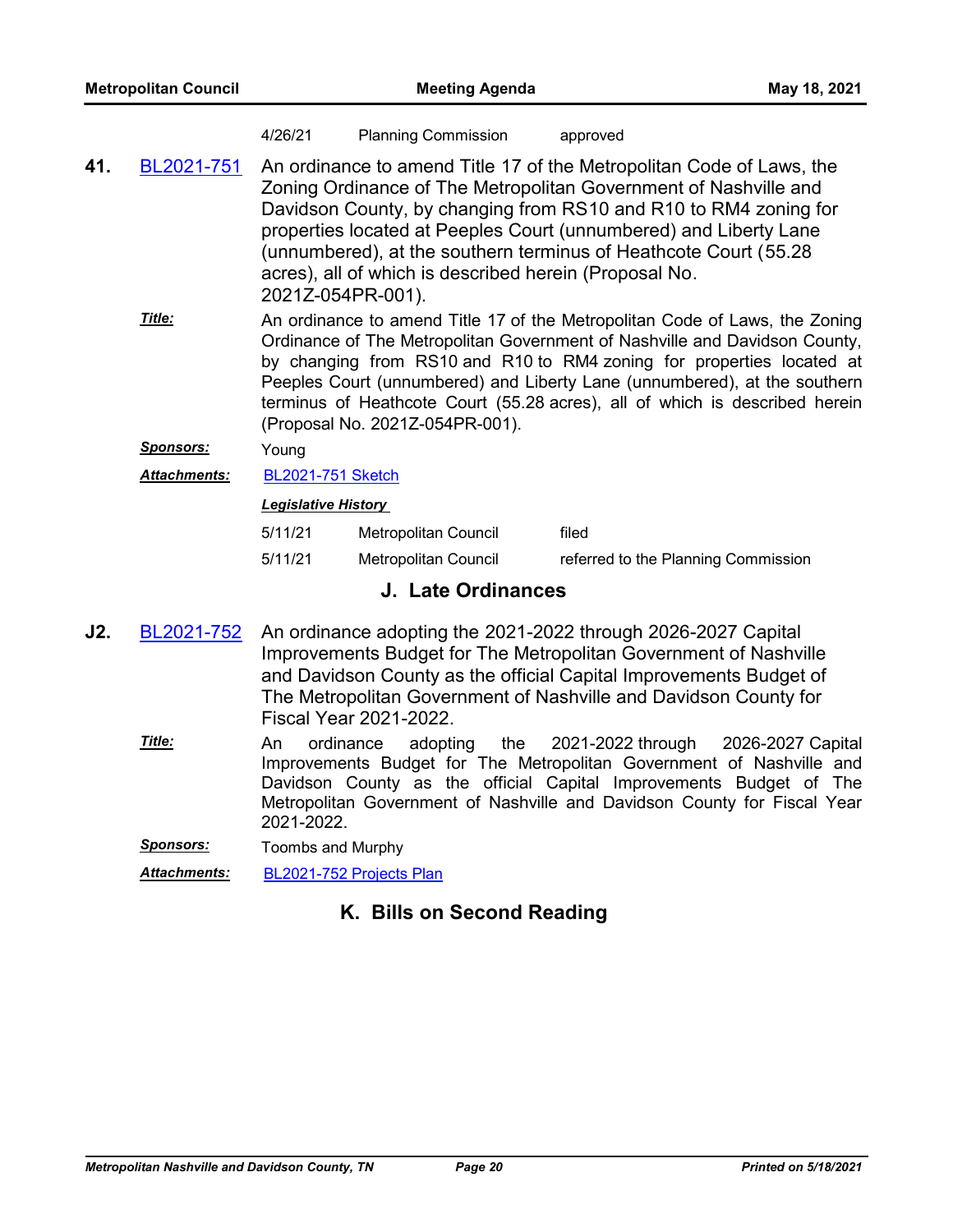| | | |
|---|---|---|
| 4/26/21 | Planning Commission | approved |

**41.** BL2021-751 An ordinance to amend Title 17 of the Metropolitan Code of Laws, the Zoning Ordinance of The Metropolitan Government of Nashville and Davidson County, by changing from RS10 and R10 to RM4 zoning for properties located at Peeples Court (unnumbered) and Liberty Lane (unnumbered), at the southern terminus of Heathcote Court (55.28 acres), all of which is described herein (Proposal No. 2021Z-054PR-001).

***Title:*** An ordinance to amend Title 17 of the Metropolitan Code of Laws, the Zoning Ordinance of The Metropolitan Government of Nashville and Davidson County, by changing from RS10 and R10 to RM4 zoning for properties located at Peeples Court (unnumbered) and Liberty Lane (unnumbered), at the southern terminus of Heathcote Court (55.28 acres), all of which is described herein (Proposal No. 2021Z-054PR-001).

***Sponsors:*** Young

***Attachments:*** BL2021-751 Sketch

***Legislative History***

| | | |
|---|---|---|
| 5/11/21 | Metropolitan Council | filed |
| 5/11/21 | Metropolitan Council | referred to the Planning Commission |

## J. Late Ordinances

**J2.** BL2021-752 An ordinance adopting the 2021-2022 through 2026-2027 Capital Improvements Budget for The Metropolitan Government of Nashville and Davidson County as the official Capital Improvements Budget of The Metropolitan Government of Nashville and Davidson County for Fiscal Year 2021-2022.

***Title:*** An ordinance adopting the 2021-2022 through 2026-2027 Capital Improvements Budget for The Metropolitan Government of Nashville and Davidson County as the official Capital Improvements Budget of The Metropolitan Government of Nashville and Davidson County for Fiscal Year 2021-2022.

***Sponsors:*** Toombs and Murphy

***Attachments:*** BL2021-752 Projects Plan

## K. Bills on Second Reading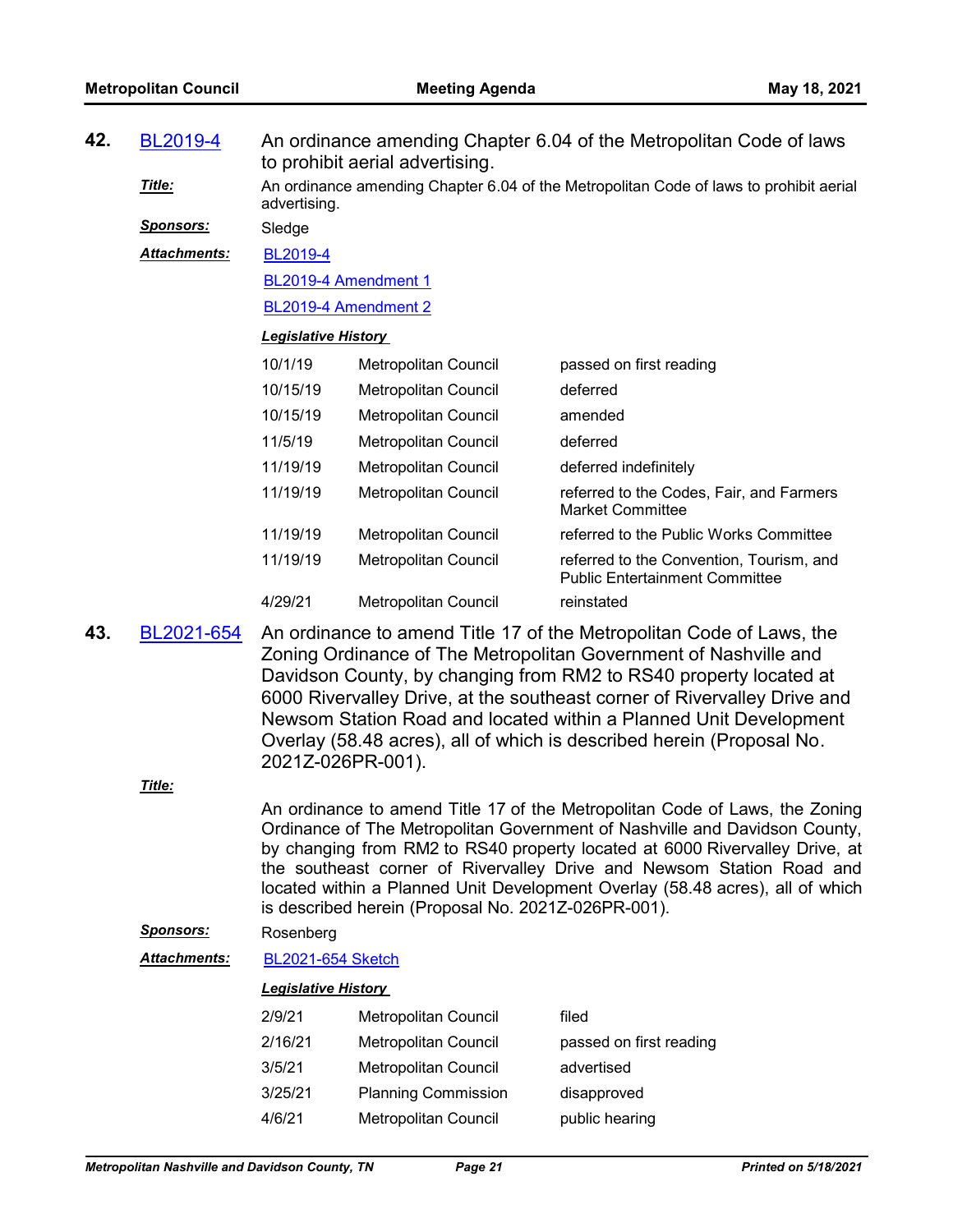**42. BL2019-4** An ordinance amending Chapter 6.04 of the Metropolitan Code of laws to prohibit aerial advertising.

***Title:*** An ordinance amending Chapter 6.04 of the Metropolitan Code of laws to prohibit aerial advertising.

***Sponsors:*** Sledge

***Attachments:*** BL2019-4

BL2019-4 Amendment 1

BL2019-4 Amendment 2

***Legislative History***

| | | |
|---|---|---|
| 10/1/19 | Metropolitan Council | passed on first reading |
| 10/15/19 | Metropolitan Council | deferred |
| 10/15/19 | Metropolitan Council | amended |
| 11/5/19 | Metropolitan Council | deferred |
| 11/19/19 | Metropolitan Council | deferred indefinitely |
| 11/19/19 | Metropolitan Council | referred to the Codes, Fair, and Farmers Market Committee |
| 11/19/19 | Metropolitan Council | referred to the Public Works Committee |
| 11/19/19 | Metropolitan Council | referred to the Convention, Tourism, and Public Entertainment Committee |
| 4/29/21 | Metropolitan Council | reinstated |

**43. BL2021-654** An ordinance to amend Title 17 of the Metropolitan Code of Laws, the Zoning Ordinance of The Metropolitan Government of Nashville and Davidson County, by changing from RM2 to RS40 property located at 6000 Rivervalley Drive, at the southeast corner of Rivervalley Drive and Newsom Station Road and located within a Planned Unit Development Overlay (58.48 acres), all of which is described herein (Proposal No. 2021Z-026PR-001).

***Title:***

An ordinance to amend Title 17 of the Metropolitan Code of Laws, the Zoning Ordinance of The Metropolitan Government of Nashville and Davidson County, by changing from RM2 to RS40 property located at 6000 Rivervalley Drive, at the southeast corner of Rivervalley Drive and Newsom Station Road and located within a Planned Unit Development Overlay (58.48 acres), all of which is described herein (Proposal No. 2021Z-026PR-001).

***Sponsors:*** Rosenberg

***Attachments:*** BL2021-654 Sketch

***Legislative History***

| | | |
|---|---|---|
| 2/9/21 | Metropolitan Council | filed |
| 2/16/21 | Metropolitan Council | passed on first reading |
| 3/5/21 | Metropolitan Council | advertised |
| 3/25/21 | Planning Commission | disapproved |
| 4/6/21 | Metropolitan Council | public hearing |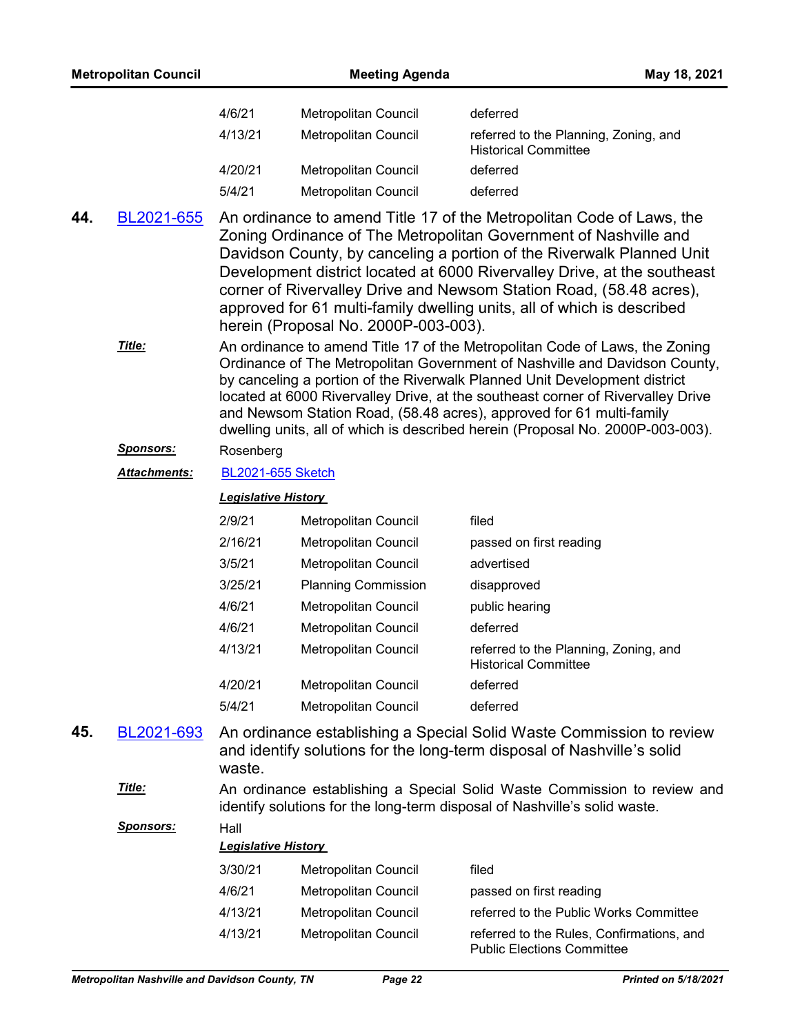| | | |
|---|---|---|
| 4/6/21 | Metropolitan Council | deferred |
| 4/13/21 | Metropolitan Council | referred to the Planning, Zoning, and Historical Committee |
| 4/20/21 | Metropolitan Council | deferred |
| 5/4/21 | Metropolitan Council | deferred |

**44.** BL2021-655 An ordinance to amend Title 17 of the Metropolitan Code of Laws, the Zoning Ordinance of The Metropolitan Government of Nashville and Davidson County, by canceling a portion of the Riverwalk Planned Unit Development district located at 6000 Rivervalley Drive, at the southeast corner of Rivervalley Drive and Newsom Station Road, (58.48 acres), approved for 61 multi-family dwelling units, all of which is described herein (Proposal No. 2000P-003-003).

***Title:*** An ordinance to amend Title 17 of the Metropolitan Code of Laws, the Zoning Ordinance of The Metropolitan Government of Nashville and Davidson County, by canceling a portion of the Riverwalk Planned Unit Development district located at 6000 Rivervalley Drive, at the southeast corner of Rivervalley Drive and Newsom Station Road, (58.48 acres), approved for 61 multi-family dwelling units, all of which is described herein (Proposal No. 2000P-003-003).

***Sponsors:*** Rosenberg

***Attachments:*** BL2021-655 Sketch

***Legislative History***

| | | |
|---|---|---|
| 2/9/21 | Metropolitan Council | filed |
| 2/16/21 | Metropolitan Council | passed on first reading |
| 3/5/21 | Metropolitan Council | advertised |
| 3/25/21 | Planning Commission | disapproved |
| 4/6/21 | Metropolitan Council | public hearing |
| 4/6/21 | Metropolitan Council | deferred |
| 4/13/21 | Metropolitan Council | referred to the Planning, Zoning, and Historical Committee |
| 4/20/21 | Metropolitan Council | deferred |
| 5/4/21 | Metropolitan Council | deferred |

**45.** BL2021-693 An ordinance establishing a Special Solid Waste Commission to review and identify solutions for the long-term disposal of Nashville's solid waste.

***Title:*** An ordinance establishing a Special Solid Waste Commission to review and identify solutions for the long-term disposal of Nashville's solid waste.

***Sponsors:*** Hall

***Legislative History***

| | | |
|---|---|---|
| 3/30/21 | Metropolitan Council | filed |
| 4/6/21 | Metropolitan Council | passed on first reading |
| 4/13/21 | Metropolitan Council | referred to the Public Works Committee |
| 4/13/21 | Metropolitan Council | referred to the Rules, Confirmations, and Public Elections Committee |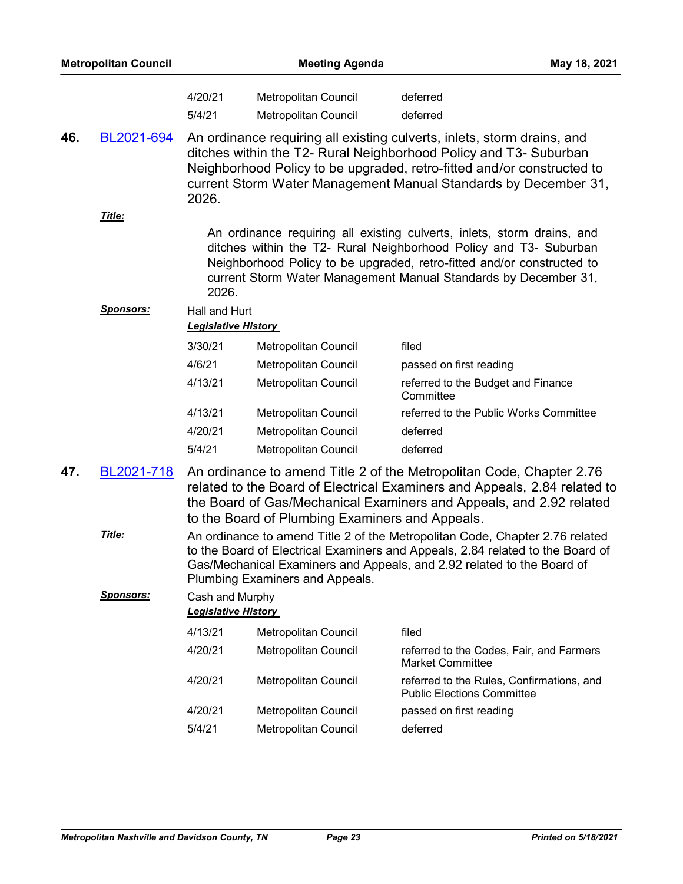| | | |
|---|---|---|
| 4/20/21 | Metropolitan Council | deferred |
| 5/4/21 | Metropolitan Council | deferred |

**46.** BL2021-694 An ordinance requiring all existing culverts, inlets, storm drains, and ditches within the T2- Rural Neighborhood Policy and T3- Suburban Neighborhood Policy to be upgraded, retro-fitted and/or constructed to current Storm Water Management Manual Standards by December 31, 2026.

***Title:***

An ordinance requiring all existing culverts, inlets, storm drains, and ditches within the T2- Rural Neighborhood Policy and T3- Suburban Neighborhood Policy to be upgraded, retro-fitted and/or constructed to current Storm Water Management Manual Standards by December 31, 2026.

***Sponsors:*** Hall and Hurt

***Legislative History***

| | | |
|---|---|---|
| 3/30/21 | Metropolitan Council | filed |
| 4/6/21 | Metropolitan Council | passed on first reading |
| 4/13/21 | Metropolitan Council | referred to the Budget and Finance Committee |
| 4/13/21 | Metropolitan Council | referred to the Public Works Committee |
| 4/20/21 | Metropolitan Council | deferred |
| 5/4/21 | Metropolitan Council | deferred |

**47.** BL2021-718 An ordinance to amend Title 2 of the Metropolitan Code, Chapter 2.76 related to the Board of Electrical Examiners and Appeals, 2.84 related to the Board of Gas/Mechanical Examiners and Appeals, and 2.92 related to the Board of Plumbing Examiners and Appeals.

***Title:*** An ordinance to amend Title 2 of the Metropolitan Code, Chapter 2.76 related to the Board of Electrical Examiners and Appeals, 2.84 related to the Board of Gas/Mechanical Examiners and Appeals, and 2.92 related to the Board of Plumbing Examiners and Appeals.

***Sponsors:*** Cash and Murphy

***Legislative History***

| | | |
|---|---|---|
| 4/13/21 | Metropolitan Council | filed |
| 4/20/21 | Metropolitan Council | referred to the Codes, Fair, and Farmers Market Committee |
| 4/20/21 | Metropolitan Council | referred to the Rules, Confirmations, and Public Elections Committee |
| 4/20/21 | Metropolitan Council | passed on first reading |
| 5/4/21 | Metropolitan Council | deferred |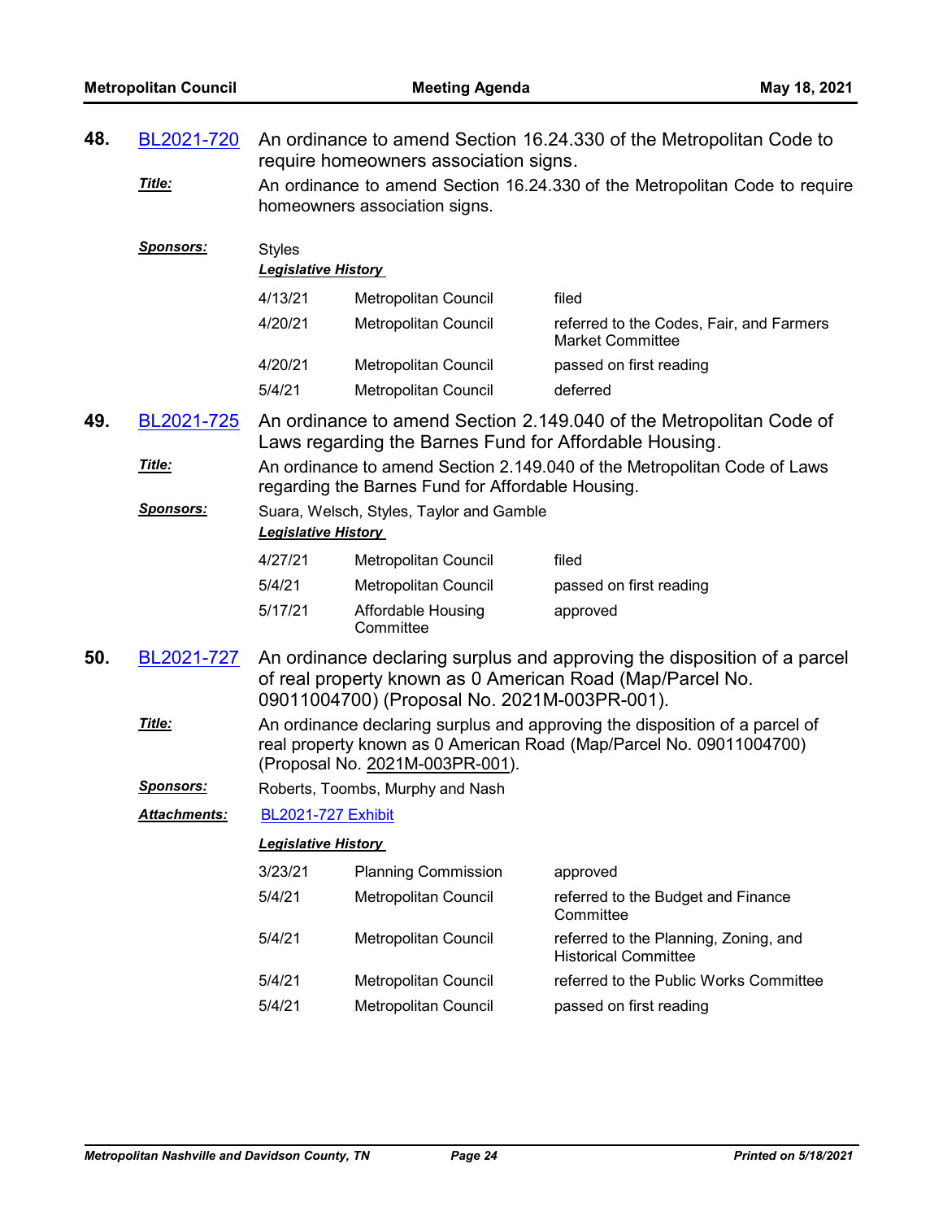**48.** BL2021-720 An ordinance to amend Section 16.24.330 of the Metropolitan Code to require homeowners association signs.

***Title:*** An ordinance to amend Section 16.24.330 of the Metropolitan Code to require homeowners association signs.

***Sponsors:*** Styles

***Legislative History***

| | | |
|---|---|---|
| 4/13/21 | Metropolitan Council | filed |
| 4/20/21 | Metropolitan Council | referred to the Codes, Fair, and Farmers Market Committee |
| 4/20/21 | Metropolitan Council | passed on first reading |
| 5/4/21 | Metropolitan Council | deferred |

**49.** BL2021-725 An ordinance to amend Section 2.149.040 of the Metropolitan Code of Laws regarding the Barnes Fund for Affordable Housing.

***Title:*** An ordinance to amend Section 2.149.040 of the Metropolitan Code of Laws regarding the Barnes Fund for Affordable Housing.

***Sponsors:*** Suara, Welsch, Styles, Taylor and Gamble

***Legislative History***

| | | |
|---|---|---|
| 4/27/21 | Metropolitan Council | filed |
| 5/4/21 | Metropolitan Council | passed on first reading |
| 5/17/21 | Affordable Housing Committee | approved |

**50.** BL2021-727 An ordinance declaring surplus and approving the disposition of a parcel of real property known as 0 American Road (Map/Parcel No. 09011004700) (Proposal No. 2021M-003PR-001).

***Title:*** An ordinance declaring surplus and approving the disposition of a parcel of real property known as 0 American Road (Map/Parcel No. 09011004700) (Proposal No. 2021M-003PR-001).

***Sponsors:*** Roberts, Toombs, Murphy and Nash

***Attachments:*** BL2021-727 Exhibit

***Legislative History***

| | | |
|---|---|---|
| 3/23/21 | Planning Commission | approved |
| 5/4/21 | Metropolitan Council | referred to the Budget and Finance Committee |
| 5/4/21 | Metropolitan Council | referred to the Planning, Zoning, and Historical Committee |
| 5/4/21 | Metropolitan Council | referred to the Public Works Committee |
| 5/4/21 | Metropolitan Council | passed on first reading |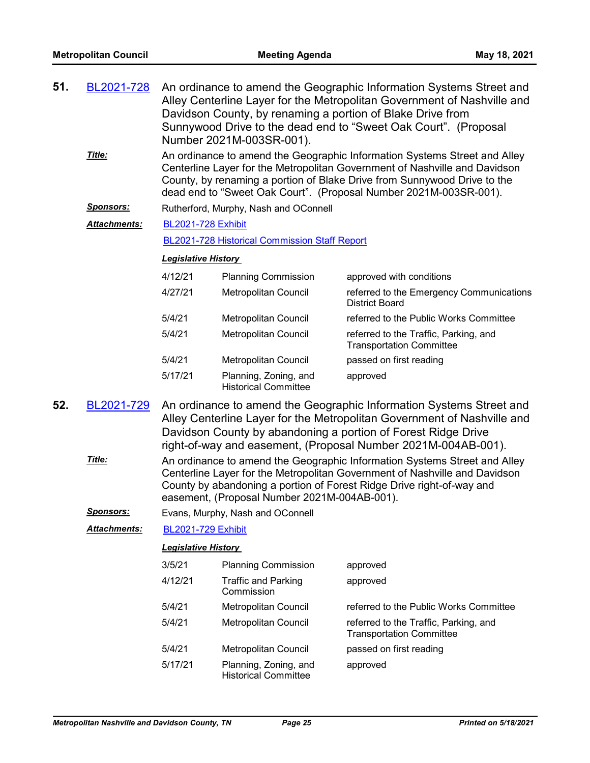**51.** BL2021-728 An ordinance to amend the Geographic Information Systems Street and Alley Centerline Layer for the Metropolitan Government of Nashville and Davidson County, by renaming a portion of Blake Drive from Sunnywood Drive to the dead end to “Sweet Oak Court”. (Proposal Number 2021M-003SR-001).

***Title:*** An ordinance to amend the Geographic Information Systems Street and Alley Centerline Layer for the Metropolitan Government of Nashville and Davidson County, by renaming a portion of Blake Drive from Sunnywood Drive to the dead end to “Sweet Oak Court”. (Proposal Number 2021M-003SR-001).

***Sponsors:*** Rutherford, Murphy, Nash and OConnell

***Attachments:*** BL2021-728 Exhibit

BL2021-728 Historical Commission Staff Report

***Legislative History***

| | | |
|---|---|---|
| 4/12/21 | Planning Commission | approved with conditions |
| 4/27/21 | Metropolitan Council | referred to the Emergency Communications District Board |
| 5/4/21 | Metropolitan Council | referred to the Public Works Committee |
| 5/4/21 | Metropolitan Council | referred to the Traffic, Parking, and Transportation Committee |
| 5/4/21 | Metropolitan Council | passed on first reading |
| 5/17/21 | Planning, Zoning, and Historical Committee | approved |

**52.** BL2021-729 An ordinance to amend the Geographic Information Systems Street and Alley Centerline Layer for the Metropolitan Government of Nashville and Davidson County by abandoning a portion of Forest Ridge Drive right-of-way and easement, (Proposal Number 2021M-004AB-001).

***Title:*** An ordinance to amend the Geographic Information Systems Street and Alley Centerline Layer for the Metropolitan Government of Nashville and Davidson County by abandoning a portion of Forest Ridge Drive right-of-way and easement, (Proposal Number 2021M-004AB-001).

***Sponsors:*** Evans, Murphy, Nash and OConnell

***Attachments:*** BL2021-729 Exhibit

***Legislative History***

| | | |
|---|---|---|
| 3/5/21 | Planning Commission | approved |
| 4/12/21 | Traffic and Parking Commission | approved |
| 5/4/21 | Metropolitan Council | referred to the Public Works Committee |
| 5/4/21 | Metropolitan Council | referred to the Traffic, Parking, and Transportation Committee |
| 5/4/21 | Metropolitan Council | passed on first reading |
| 5/17/21 | Planning, Zoning, and Historical Committee | approved |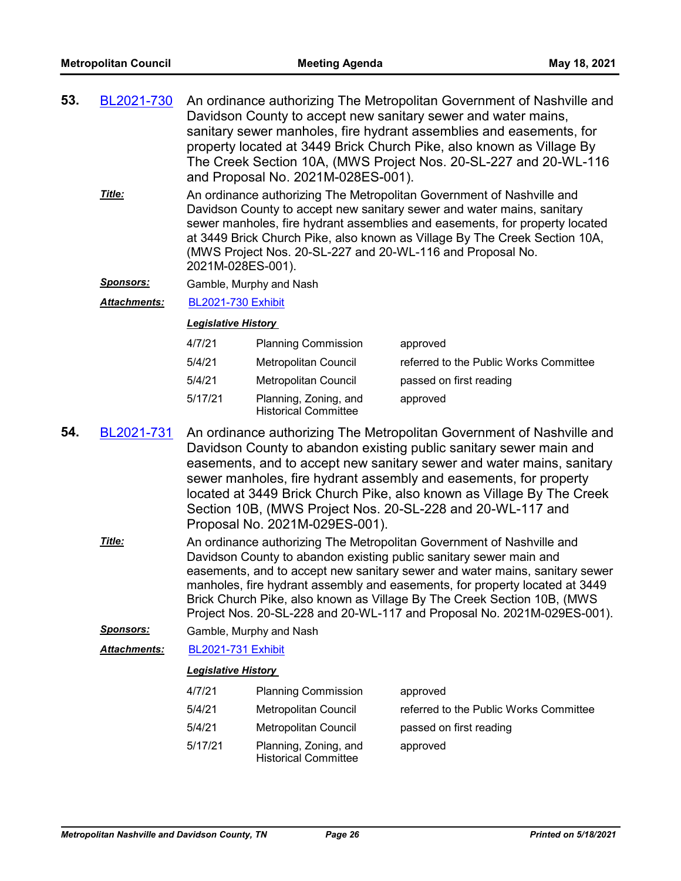**53. BL2021-730** An ordinance authorizing The Metropolitan Government of Nashville and Davidson County to accept new sanitary sewer and water mains, sanitary sewer manholes, fire hydrant assemblies and easements, for property located at 3449 Brick Church Pike, also known as Village By The Creek Section 10A, (MWS Project Nos. 20-SL-227 and 20-WL-116 and Proposal No. 2021M-028ES-001).

***Title:*** An ordinance authorizing The Metropolitan Government of Nashville and Davidson County to accept new sanitary sewer and water mains, sanitary sewer manholes, fire hydrant assemblies and easements, for property located at 3449 Brick Church Pike, also known as Village By The Creek Section 10A, (MWS Project Nos. 20-SL-227 and 20-WL-116 and Proposal No. 2021M-028ES-001).

***Sponsors:*** Gamble, Murphy and Nash

***Attachments:*** BL2021-730 Exhibit

***Legislative History***

| | | |
|---|---|---|
| 4/7/21 | Planning Commission | approved |
| 5/4/21 | Metropolitan Council | referred to the Public Works Committee |
| 5/4/21 | Metropolitan Council | passed on first reading |
| 5/17/21 | Planning, Zoning, and Historical Committee | approved |

**54. BL2021-731** An ordinance authorizing The Metropolitan Government of Nashville and Davidson County to abandon existing public sanitary sewer main and easements, and to accept new sanitary sewer and water mains, sanitary sewer manholes, fire hydrant assembly and easements, for property located at 3449 Brick Church Pike, also known as Village By The Creek Section 10B, (MWS Project Nos. 20-SL-228 and 20-WL-117 and Proposal No. 2021M-029ES-001).

***Title:*** An ordinance authorizing The Metropolitan Government of Nashville and Davidson County to abandon existing public sanitary sewer main and easements, and to accept new sanitary sewer and water mains, sanitary sewer manholes, fire hydrant assembly and easements, for property located at 3449 Brick Church Pike, also known as Village By The Creek Section 10B, (MWS Project Nos. 20-SL-228 and 20-WL-117 and Proposal No. 2021M-029ES-001).

***Sponsors:*** Gamble, Murphy and Nash

***Attachments:*** BL2021-731 Exhibit

***Legislative History***

| | | |
|---|---|---|
| 4/7/21 | Planning Commission | approved |
| 5/4/21 | Metropolitan Council | referred to the Public Works Committee |
| 5/4/21 | Metropolitan Council | passed on first reading |
| 5/17/21 | Planning, Zoning, and Historical Committee | approved |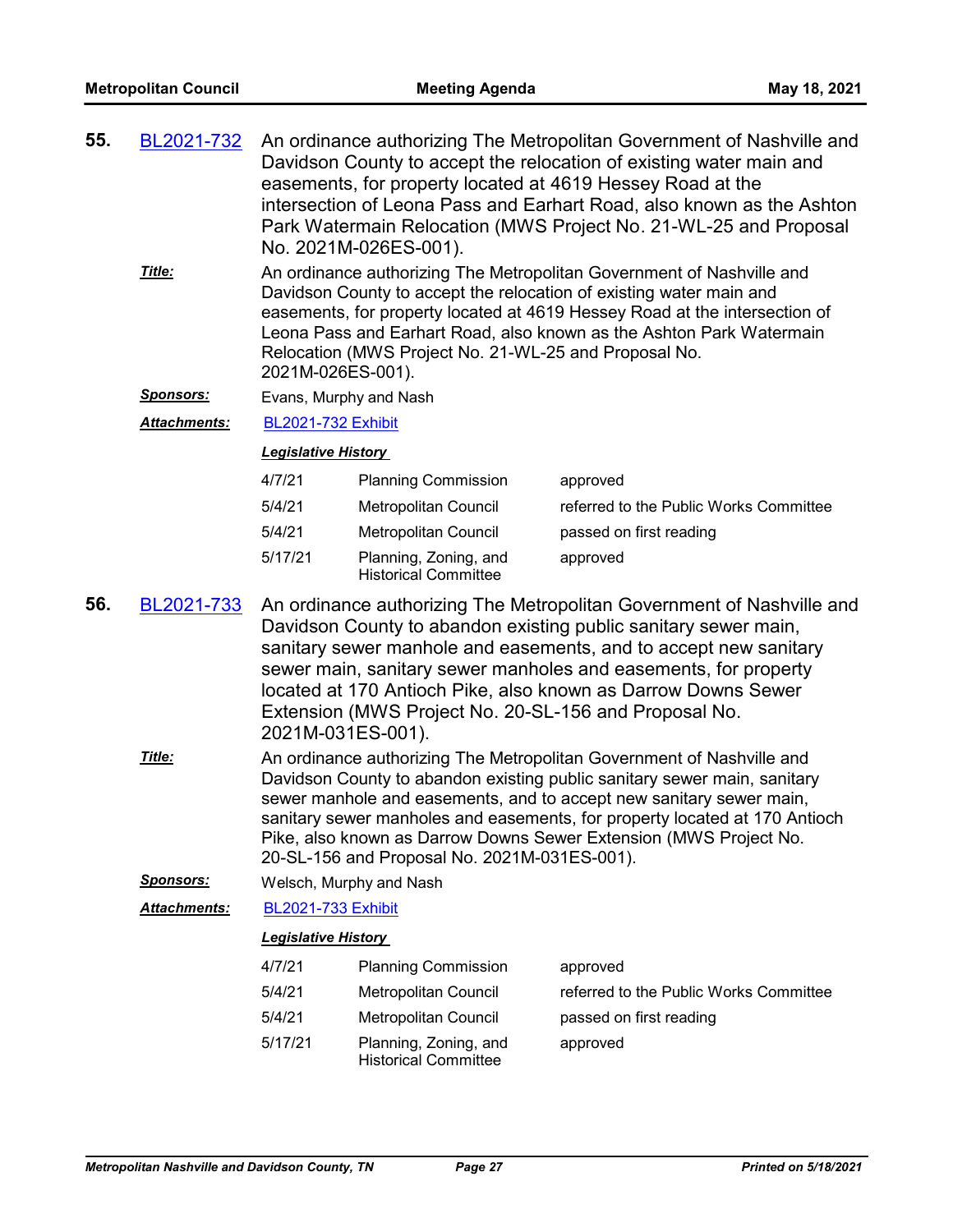**55.** BL2021-732 An ordinance authorizing The Metropolitan Government of Nashville and Davidson County to accept the relocation of existing water main and easements, for property located at 4619 Hessey Road at the intersection of Leona Pass and Earhart Road, also known as the Ashton Park Watermain Relocation (MWS Project No. 21-WL-25 and Proposal No. 2021M-026ES-001).

***Title:*** An ordinance authorizing The Metropolitan Government of Nashville and Davidson County to accept the relocation of existing water main and easements, for property located at 4619 Hessey Road at the intersection of Leona Pass and Earhart Road, also known as the Ashton Park Watermain Relocation (MWS Project No. 21-WL-25 and Proposal No. 2021M-026ES-001).

***Sponsors:*** Evans, Murphy and Nash

***Attachments:*** BL2021-732 Exhibit

***Legislative History***

| | | |
|---|---|---|
| 4/7/21 | Planning Commission | approved |
| 5/4/21 | Metropolitan Council | referred to the Public Works Committee |
| 5/4/21 | Metropolitan Council | passed on first reading |
| 5/17/21 | Planning, Zoning, and Historical Committee | approved |

**56.** BL2021-733 An ordinance authorizing The Metropolitan Government of Nashville and Davidson County to abandon existing public sanitary sewer main, sanitary sewer manhole and easements, and to accept new sanitary sewer main, sanitary sewer manholes and easements, for property located at 170 Antioch Pike, also known as Darrow Downs Sewer Extension (MWS Project No. 20-SL-156 and Proposal No. 2021M-031ES-001).

***Title:*** An ordinance authorizing The Metropolitan Government of Nashville and Davidson County to abandon existing public sanitary sewer main, sanitary sewer manhole and easements, and to accept new sanitary sewer main, sanitary sewer manholes and easements, for property located at 170 Antioch Pike, also known as Darrow Downs Sewer Extension (MWS Project No. 20-SL-156 and Proposal No. 2021M-031ES-001).

***Sponsors:*** Welsch, Murphy and Nash

***Attachments:*** BL2021-733 Exhibit

***Legislative History***

| | | |
|---|---|---|
| 4/7/21 | Planning Commission | approved |
| 5/4/21 | Metropolitan Council | referred to the Public Works Committee |
| 5/4/21 | Metropolitan Council | passed on first reading |
| 5/17/21 | Planning, Zoning, and Historical Committee | approved |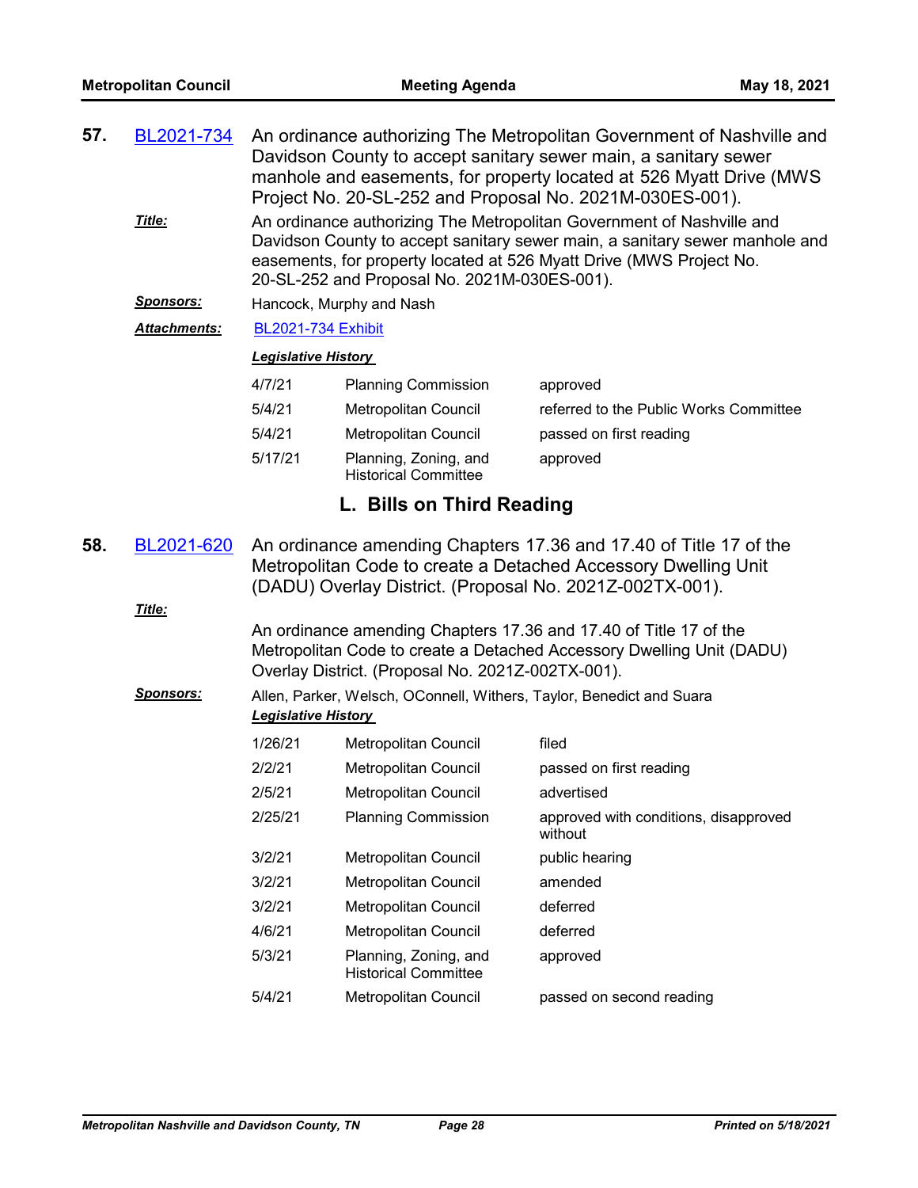**57.** BL2021-734 An ordinance authorizing The Metropolitan Government of Nashville and Davidson County to accept sanitary sewer main, a sanitary sewer manhole and easements, for property located at 526 Myatt Drive (MWS Project No. 20-SL-252 and Proposal No. 2021M-030ES-001).

***Title:*** An ordinance authorizing The Metropolitan Government of Nashville and Davidson County to accept sanitary sewer main, a sanitary sewer manhole and easements, for property located at 526 Myatt Drive (MWS Project No. 20-SL-252 and Proposal No. 2021M-030ES-001).

***Sponsors:*** Hancock, Murphy and Nash

***Attachments:*** BL2021-734 Exhibit

***Legislative History***

| | | |
|---|---|---|
| 4/7/21 | Planning Commission | approved |
| 5/4/21 | Metropolitan Council | referred to the Public Works Committee |
| 5/4/21 | Metropolitan Council | passed on first reading |
| 5/17/21 | Planning, Zoning, and Historical Committee | approved |

## L. Bills on Third Reading

**58.** BL2021-620 An ordinance amending Chapters 17.36 and 17.40 of Title 17 of the Metropolitan Code to create a Detached Accessory Dwelling Unit (DADU) Overlay District. (Proposal No. 2021Z-002TX-001).

***Title:*** An ordinance amending Chapters 17.36 and 17.40 of Title 17 of the Metropolitan Code to create a Detached Accessory Dwelling Unit (DADU) Overlay District. (Proposal No. 2021Z-002TX-001).

***Sponsors:*** Allen, Parker, Welsch, OConnell, Withers, Taylor, Benedict and Suara

***Legislative History***

| | | |
|---|---|---|
| 1/26/21 | Metropolitan Council | filed |
| 2/2/21 | Metropolitan Council | passed on first reading |
| 2/5/21 | Metropolitan Council | advertised |
| 2/25/21 | Planning Commission | approved with conditions, disapproved without |
| 3/2/21 | Metropolitan Council | public hearing |
| 3/2/21 | Metropolitan Council | amended |
| 3/2/21 | Metropolitan Council | deferred |
| 4/6/21 | Metropolitan Council | deferred |
| 5/3/21 | Planning, Zoning, and Historical Committee | approved |
| 5/4/21 | Metropolitan Council | passed on second reading |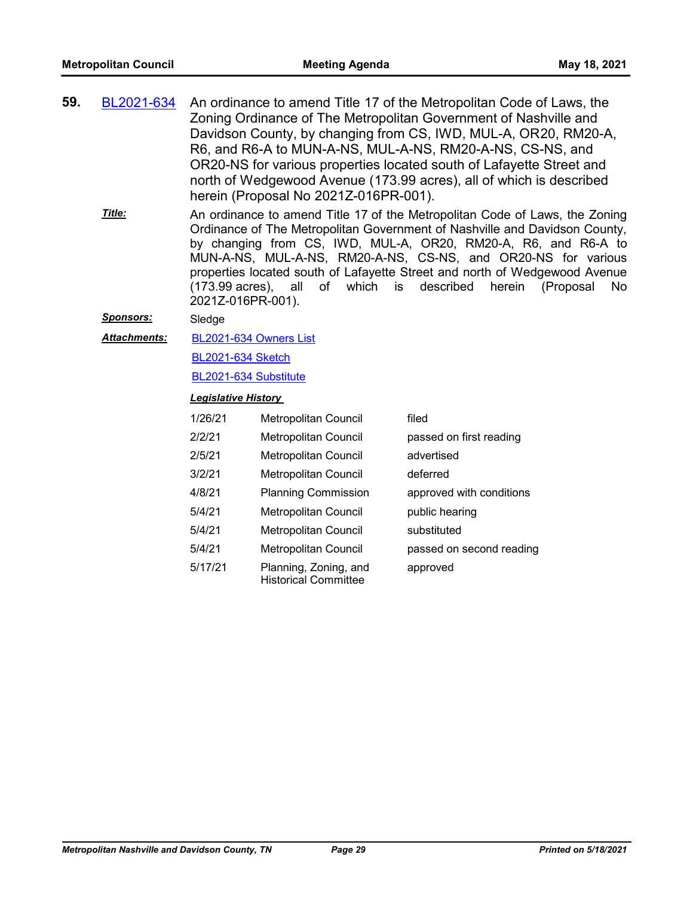**59.** BL2021-634 An ordinance to amend Title 17 of the Metropolitan Code of Laws, the Zoning Ordinance of The Metropolitan Government of Nashville and Davidson County, by changing from CS, IWD, MUL-A, OR20, RM20-A, R6, and R6-A to MUN-A-NS, MUL-A-NS, RM20-A-NS, CS-NS, and OR20-NS for various properties located south of Lafayette Street and north of Wedgewood Avenue (173.99 acres), all of which is described herein (Proposal No 2021Z-016PR-001).

***Title:*** An ordinance to amend Title 17 of the Metropolitan Code of Laws, the Zoning Ordinance of The Metropolitan Government of Nashville and Davidson County, by changing from CS, IWD, MUL-A, OR20, RM20-A, R6, and R6-A to MUN-A-NS, MUL-A-NS, RM20-A-NS, CS-NS, and OR20-NS for various properties located south of Lafayette Street and north of Wedgewood Avenue (173.99 acres), all of which is described herein (Proposal No 2021Z-016PR-001).

***Sponsors:*** Sledge

***Attachments:*** BL2021-634 Owners List

BL2021-634 Sketch

BL2021-634 Substitute

***Legislative History***

| | | |
|---|---|---|
| 1/26/21 | Metropolitan Council | filed |
| 2/2/21 | Metropolitan Council | passed on first reading |
| 2/5/21 | Metropolitan Council | advertised |
| 3/2/21 | Metropolitan Council | deferred |
| 4/8/21 | Planning Commission | approved with conditions |
| 5/4/21 | Metropolitan Council | public hearing |
| 5/4/21 | Metropolitan Council | substituted |
| 5/4/21 | Metropolitan Council | passed on second reading |
| 5/17/21 | Planning, Zoning, and Historical Committee | approved |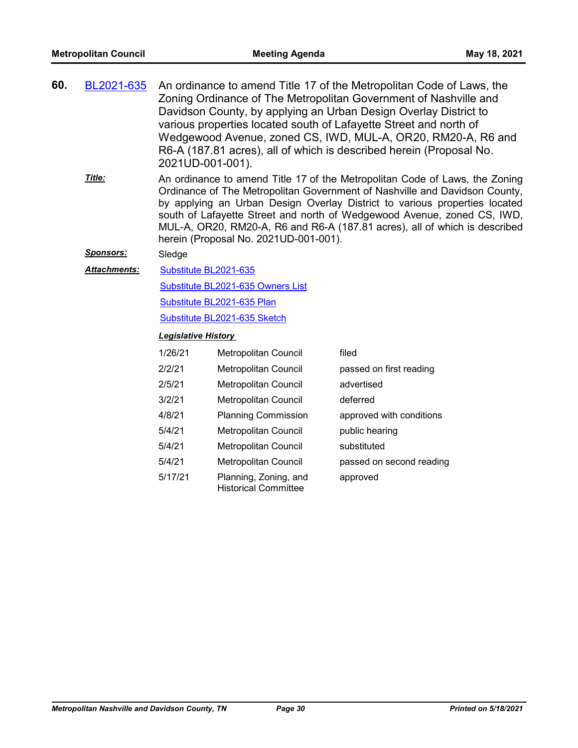**60.** BL2021-635 An ordinance to amend Title 17 of the Metropolitan Code of Laws, the Zoning Ordinance of The Metropolitan Government of Nashville and Davidson County, by applying an Urban Design Overlay District to various properties located south of Lafayette Street and north of Wedgewood Avenue, zoned CS, IWD, MUL-A, OR20, RM20-A, R6 and R6-A (187.81 acres), all of which is described herein (Proposal No. 2021UD-001-001).

***Title:*** An ordinance to amend Title 17 of the Metropolitan Code of Laws, the Zoning Ordinance of The Metropolitan Government of Nashville and Davidson County, by applying an Urban Design Overlay District to various properties located south of Lafayette Street and north of Wedgewood Avenue, zoned CS, IWD, MUL-A, OR20, RM20-A, R6 and R6-A (187.81 acres), all of which is described herein (Proposal No. 2021UD-001-001).

***Sponsors:*** Sledge

***Attachments:*** Substitute BL2021-635

Substitute BL2021-635 Owners List

Substitute BL2021-635 Plan

Substitute BL2021-635 Sketch

***Legislative History***

| | | |
|---|---|---|
| 1/26/21 | Metropolitan Council | filed |
| 2/2/21 | Metropolitan Council | passed on first reading |
| 2/5/21 | Metropolitan Council | advertised |
| 3/2/21 | Metropolitan Council | deferred |
| 4/8/21 | Planning Commission | approved with conditions |
| 5/4/21 | Metropolitan Council | public hearing |
| 5/4/21 | Metropolitan Council | substituted |
| 5/4/21 | Metropolitan Council | passed on second reading |
| 5/17/21 | Planning, Zoning, and Historical Committee | approved |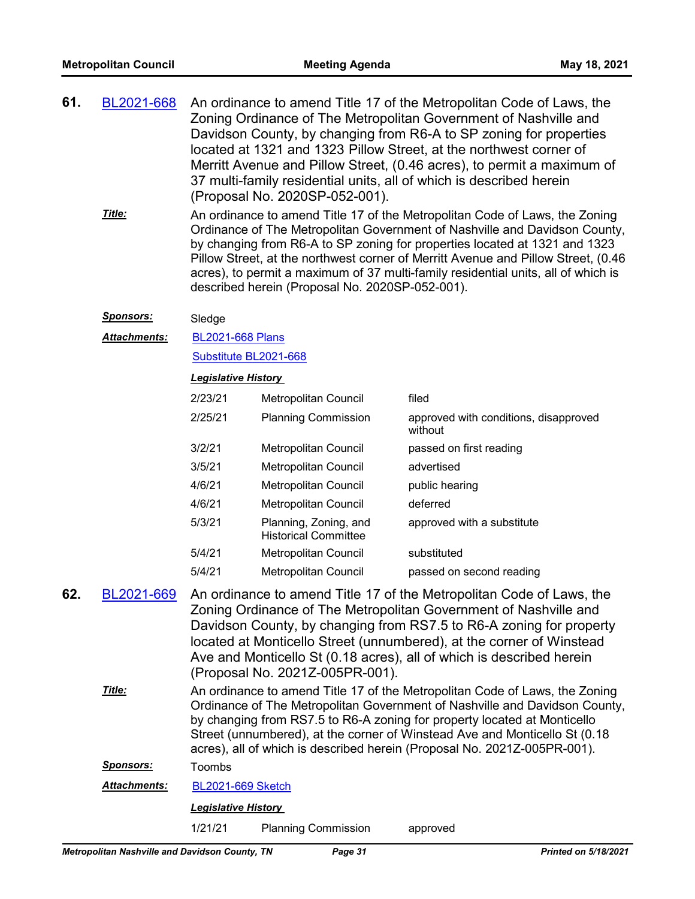**61.** BL2021-668 An ordinance to amend Title 17 of the Metropolitan Code of Laws, the Zoning Ordinance of The Metropolitan Government of Nashville and Davidson County, by changing from R6-A to SP zoning for properties located at 1321 and 1323 Pillow Street, at the northwest corner of Merritt Avenue and Pillow Street, (0.46 acres), to permit a maximum of 37 multi-family residential units, all of which is described herein (Proposal No. 2020SP-052-001).

***Title:*** An ordinance to amend Title 17 of the Metropolitan Code of Laws, the Zoning Ordinance of The Metropolitan Government of Nashville and Davidson County, by changing from R6-A to SP zoning for properties located at 1321 and 1323 Pillow Street, at the northwest corner of Merritt Avenue and Pillow Street, (0.46 acres), to permit a maximum of 37 multi-family residential units, all of which is described herein (Proposal No. 2020SP-052-001).

***Sponsors:*** Sledge

***Attachments:*** BL2021-668 Plans

Substitute BL2021-668

***Legislative History***

| | | |
|---|---|---|
| 2/23/21 | Metropolitan Council | filed |
| 2/25/21 | Planning Commission | approved with conditions, disapproved without |
| 3/2/21 | Metropolitan Council | passed on first reading |
| 3/5/21 | Metropolitan Council | advertised |
| 4/6/21 | Metropolitan Council | public hearing |
| 4/6/21 | Metropolitan Council | deferred |
| 5/3/21 | Planning, Zoning, and Historical Committee | approved with a substitute |
| 5/4/21 | Metropolitan Council | substituted |
| 5/4/21 | Metropolitan Council | passed on second reading |

**62.** BL2021-669 An ordinance to amend Title 17 of the Metropolitan Code of Laws, the Zoning Ordinance of The Metropolitan Government of Nashville and Davidson County, by changing from RS7.5 to R6-A zoning for property located at Monticello Street (unnumbered), at the corner of Winstead Ave and Monticello St (0.18 acres), all of which is described herein (Proposal No. 2021Z-005PR-001).

***Title:*** An ordinance to amend Title 17 of the Metropolitan Code of Laws, the Zoning Ordinance of The Metropolitan Government of Nashville and Davidson County, by changing from RS7.5 to R6-A zoning for property located at Monticello Street (unnumbered), at the corner of Winstead Ave and Monticello St (0.18 acres), all of which is described herein (Proposal No. 2021Z-005PR-001).

***Sponsors:*** Toombs

***Attachments:*** BL2021-669 Sketch

***Legislative History***

| | | |
|---|---|---|
| 1/21/21 | Planning Commission | approved |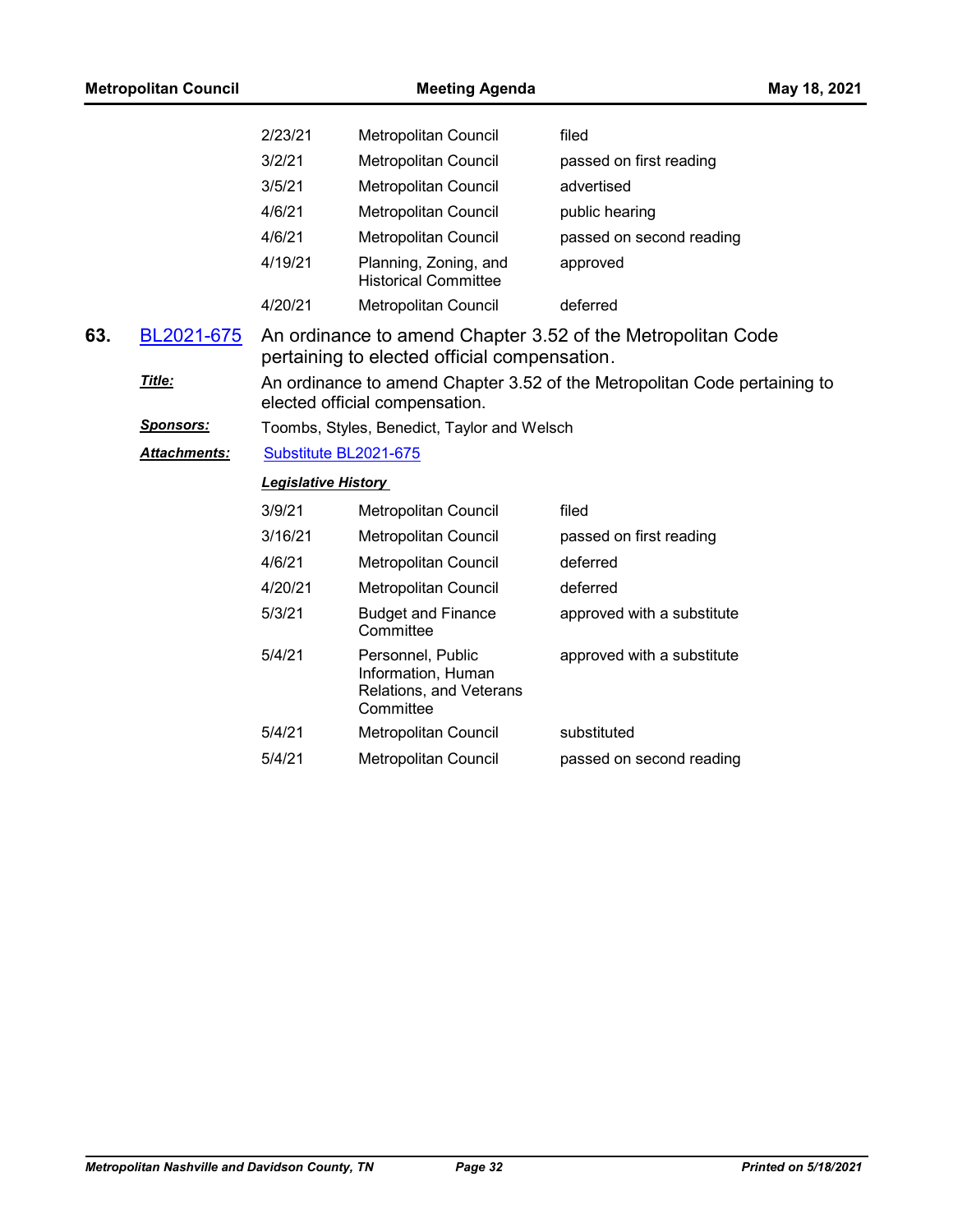| | | |
|---|---|---|
| 2/23/21 | Metropolitan Council | filed |
| 3/2/21 | Metropolitan Council | passed on first reading |
| 3/5/21 | Metropolitan Council | advertised |
| 4/6/21 | Metropolitan Council | public hearing |
| 4/6/21 | Metropolitan Council | passed on second reading |
| 4/19/21 | Planning, Zoning, and Historical Committee | approved |
| 4/20/21 | Metropolitan Council | deferred |

**63.** BL2021-675 An ordinance to amend Chapter 3.52 of the Metropolitan Code pertaining to elected official compensation.

***Title:*** An ordinance to amend Chapter 3.52 of the Metropolitan Code pertaining to elected official compensation.

***Sponsors:*** Toombs, Styles, Benedict, Taylor and Welsch

***Attachments:*** Substitute BL2021-675

***Legislative History***

| | | |
|---|---|---|
| 3/9/21 | Metropolitan Council | filed |
| 3/16/21 | Metropolitan Council | passed on first reading |
| 4/6/21 | Metropolitan Council | deferred |
| 4/20/21 | Metropolitan Council | deferred |
| 5/3/21 | Budget and Finance Committee | approved with a substitute |
| 5/4/21 | Personnel, Public Information, Human Relations, and Veterans Committee | approved with a substitute |
| 5/4/21 | Metropolitan Council | substituted |
| 5/4/21 | Metropolitan Council | passed on second reading |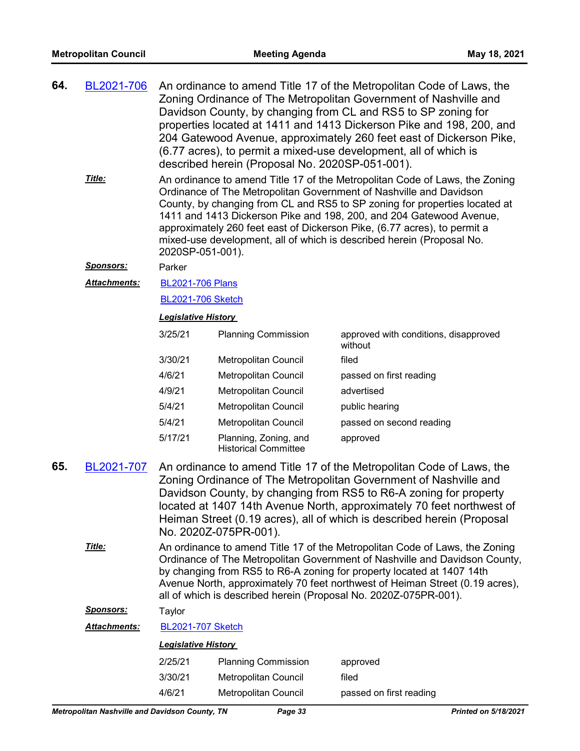**64.** BL2021-706 An ordinance to amend Title 17 of the Metropolitan Code of Laws, the Zoning Ordinance of The Metropolitan Government of Nashville and Davidson County, by changing from CL and RS5 to SP zoning for properties located at 1411 and 1413 Dickerson Pike and 198, 200, and 204 Gatewood Avenue, approximately 260 feet east of Dickerson Pike, (6.77 acres), to permit a mixed-use development, all of which is described herein (Proposal No. 2020SP-051-001).

***Title:*** An ordinance to amend Title 17 of the Metropolitan Code of Laws, the Zoning Ordinance of The Metropolitan Government of Nashville and Davidson County, by changing from CL and RS5 to SP zoning for properties located at 1411 and 1413 Dickerson Pike and 198, 200, and 204 Gatewood Avenue, approximately 260 feet east of Dickerson Pike, (6.77 acres), to permit a mixed-use development, all of which is described herein (Proposal No. 2020SP-051-001).

***Sponsors:*** Parker

***Attachments:*** BL2021-706 Plans

BL2021-706 Sketch

***Legislative History***

| | | |
|---|---|---|
| 3/25/21 | Planning Commission | approved with conditions, disapproved without |
| 3/30/21 | Metropolitan Council | filed |
| 4/6/21 | Metropolitan Council | passed on first reading |
| 4/9/21 | Metropolitan Council | advertised |
| 5/4/21 | Metropolitan Council | public hearing |
| 5/4/21 | Metropolitan Council | passed on second reading |
| 5/17/21 | Planning, Zoning, and Historical Committee | approved |

**65.** BL2021-707 An ordinance to amend Title 17 of the Metropolitan Code of Laws, the Zoning Ordinance of The Metropolitan Government of Nashville and Davidson County, by changing from RS5 to R6-A zoning for property located at 1407 14th Avenue North, approximately 70 feet northwest of Heiman Street (0.19 acres), all of which is described herein (Proposal No. 2020Z-075PR-001).

***Title:*** An ordinance to amend Title 17 of the Metropolitan Code of Laws, the Zoning Ordinance of The Metropolitan Government of Nashville and Davidson County, by changing from RS5 to R6-A zoning for property located at 1407 14th Avenue North, approximately 70 feet northwest of Heiman Street (0.19 acres), all of which is described herein (Proposal No. 2020Z-075PR-001).

***Sponsors:*** Taylor

***Attachments:*** BL2021-707 Sketch

***Legislative History***

| | | |
|---|---|---|
| 2/25/21 | Planning Commission | approved |
| 3/30/21 | Metropolitan Council | filed |
| 4/6/21 | Metropolitan Council | passed on first reading |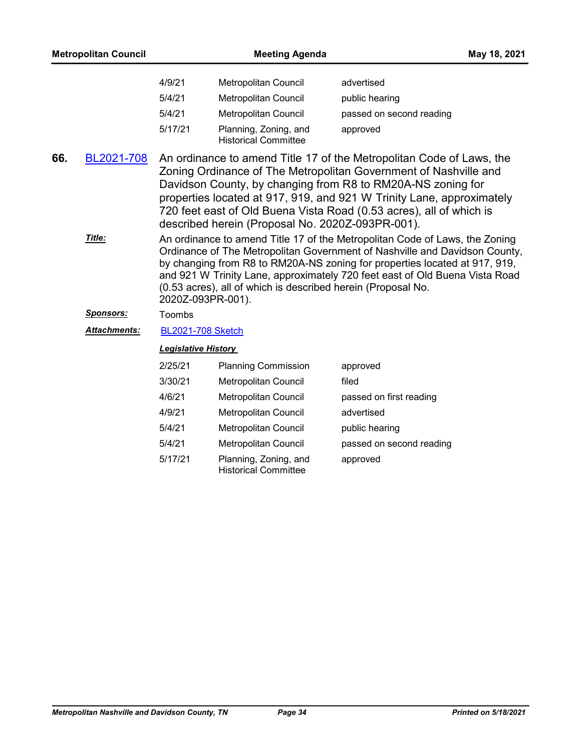| | | |
|---|---|---|
| 4/9/21 | Metropolitan Council | advertised |
| 5/4/21 | Metropolitan Council | public hearing |
| 5/4/21 | Metropolitan Council | passed on second reading |
| 5/17/21 | Planning, Zoning, and Historical Committee | approved |

**66.** BL2021-708 An ordinance to amend Title 17 of the Metropolitan Code of Laws, the Zoning Ordinance of The Metropolitan Government of Nashville and Davidson County, by changing from R8 to RM20A-NS zoning for properties located at 917, 919, and 921 W Trinity Lane, approximately 720 feet east of Old Buena Vista Road (0.53 acres), all of which is described herein (Proposal No. 2020Z-093PR-001).

***Title:*** An ordinance to amend Title 17 of the Metropolitan Code of Laws, the Zoning Ordinance of The Metropolitan Government of Nashville and Davidson County, by changing from R8 to RM20A-NS zoning for properties located at 917, 919, and 921 W Trinity Lane, approximately 720 feet east of Old Buena Vista Road (0.53 acres), all of which is described herein (Proposal No. 2020Z-093PR-001).

***Sponsors:*** Toombs

***Attachments:*** BL2021-708 Sketch

***Legislative History***

| | | |
|---|---|---|
| 2/25/21 | Planning Commission | approved |
| 3/30/21 | Metropolitan Council | filed |
| 4/6/21 | Metropolitan Council | passed on first reading |
| 4/9/21 | Metropolitan Council | advertised |
| 5/4/21 | Metropolitan Council | public hearing |
| 5/4/21 | Metropolitan Council | passed on second reading |
| 5/17/21 | Planning, Zoning, and Historical Committee | approved |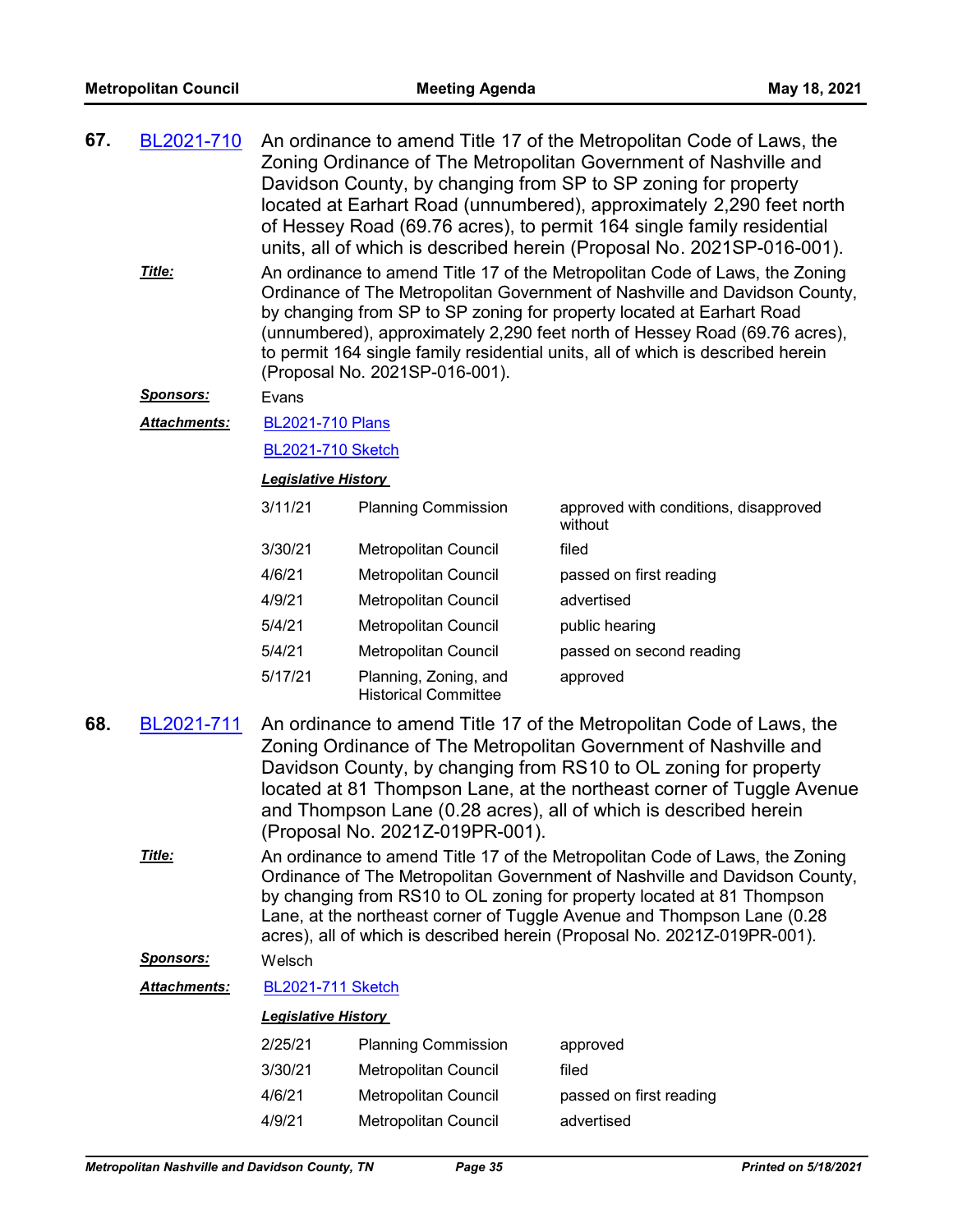**67.** BL2021-710 An ordinance to amend Title 17 of the Metropolitan Code of Laws, the Zoning Ordinance of The Metropolitan Government of Nashville and Davidson County, by changing from SP to SP zoning for property located at Earhart Road (unnumbered), approximately 2,290 feet north of Hessey Road (69.76 acres), to permit 164 single family residential units, all of which is described herein (Proposal No. 2021SP-016-001).

***Title:*** An ordinance to amend Title 17 of the Metropolitan Code of Laws, the Zoning Ordinance of The Metropolitan Government of Nashville and Davidson County, by changing from SP to SP zoning for property located at Earhart Road (unnumbered), approximately 2,290 feet north of Hessey Road (69.76 acres), to permit 164 single family residential units, all of which is described herein (Proposal No. 2021SP-016-001).

***Sponsors:*** Evans

***Attachments:*** BL2021-710 Plans

BL2021-710 Sketch

***Legislative History***

| Date | Body | Action |
|---|---|---|
| 3/11/21 | Planning Commission | approved with conditions, disapproved without |
| 3/30/21 | Metropolitan Council | filed |
| 4/6/21 | Metropolitan Council | passed on first reading |
| 4/9/21 | Metropolitan Council | advertised |
| 5/4/21 | Metropolitan Council | public hearing |
| 5/4/21 | Metropolitan Council | passed on second reading |
| 5/17/21 | Planning, Zoning, and Historical Committee | approved |

**68.** BL2021-711 An ordinance to amend Title 17 of the Metropolitan Code of Laws, the Zoning Ordinance of The Metropolitan Government of Nashville and Davidson County, by changing from RS10 to OL zoning for property located at 81 Thompson Lane, at the northeast corner of Tuggle Avenue and Thompson Lane (0.28 acres), all of which is described herein (Proposal No. 2021Z-019PR-001).

***Title:*** An ordinance to amend Title 17 of the Metropolitan Code of Laws, the Zoning Ordinance of The Metropolitan Government of Nashville and Davidson County, by changing from RS10 to OL zoning for property located at 81 Thompson Lane, at the northeast corner of Tuggle Avenue and Thompson Lane (0.28 acres), all of which is described herein (Proposal No. 2021Z-019PR-001).

***Sponsors:*** Welsch

***Attachments:*** BL2021-711 Sketch

***Legislative History***

| Date | Body | Action |
|---|---|---|
| 2/25/21 | Planning Commission | approved |
| 3/30/21 | Metropolitan Council | filed |
| 4/6/21 | Metropolitan Council | passed on first reading |
| 4/9/21 | Metropolitan Council | advertised |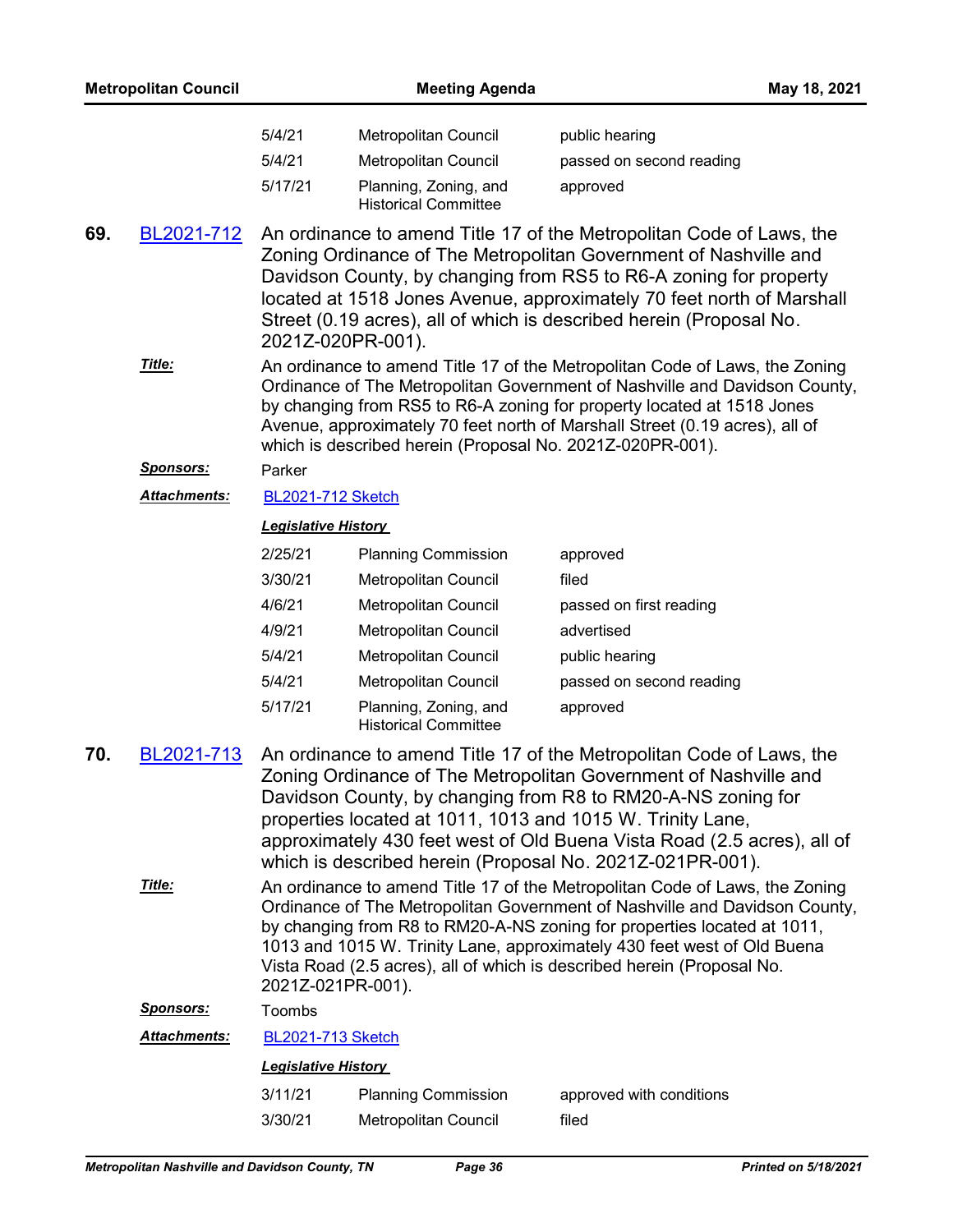| | | |
|---|---|---|
| 5/4/21 | Metropolitan Council | public hearing |
| 5/4/21 | Metropolitan Council | passed on second reading |
| 5/17/21 | Planning, Zoning, and Historical Committee | approved |

**69.** BL2021-712 An ordinance to amend Title 17 of the Metropolitan Code of Laws, the Zoning Ordinance of The Metropolitan Government of Nashville and Davidson County, by changing from RS5 to R6-A zoning for property located at 1518 Jones Avenue, approximately 70 feet north of Marshall Street (0.19 acres), all of which is described herein (Proposal No. 2021Z-020PR-001).

***Title:*** An ordinance to amend Title 17 of the Metropolitan Code of Laws, the Zoning Ordinance of The Metropolitan Government of Nashville and Davidson County, by changing from RS5 to R6-A zoning for property located at 1518 Jones Avenue, approximately 70 feet north of Marshall Street (0.19 acres), all of which is described herein (Proposal No. 2021Z-020PR-001).

***Sponsors:*** Parker

***Attachments:*** BL2021-712 Sketch

***Legislative History***

| | | |
|---|---|---|
| 2/25/21 | Planning Commission | approved |
| 3/30/21 | Metropolitan Council | filed |
| 4/6/21 | Metropolitan Council | passed on first reading |
| 4/9/21 | Metropolitan Council | advertised |
| 5/4/21 | Metropolitan Council | public hearing |
| 5/4/21 | Metropolitan Council | passed on second reading |
| 5/17/21 | Planning, Zoning, and Historical Committee | approved |

**70.** BL2021-713 An ordinance to amend Title 17 of the Metropolitan Code of Laws, the Zoning Ordinance of The Metropolitan Government of Nashville and Davidson County, by changing from R8 to RM20-A-NS zoning for properties located at 1011, 1013 and 1015 W. Trinity Lane, approximately 430 feet west of Old Buena Vista Road (2.5 acres), all of which is described herein (Proposal No. 2021Z-021PR-001).

***Title:*** An ordinance to amend Title 17 of the Metropolitan Code of Laws, the Zoning Ordinance of The Metropolitan Government of Nashville and Davidson County, by changing from R8 to RM20-A-NS zoning for properties located at 1011, 1013 and 1015 W. Trinity Lane, approximately 430 feet west of Old Buena Vista Road (2.5 acres), all of which is described herein (Proposal No. 2021Z-021PR-001).

***Sponsors:*** Toombs

***Attachments:*** BL2021-713 Sketch

***Legislative History***

| | | |
|---|---|---|
| 3/11/21 | Planning Commission | approved with conditions |
| 3/30/21 | Metropolitan Council | filed |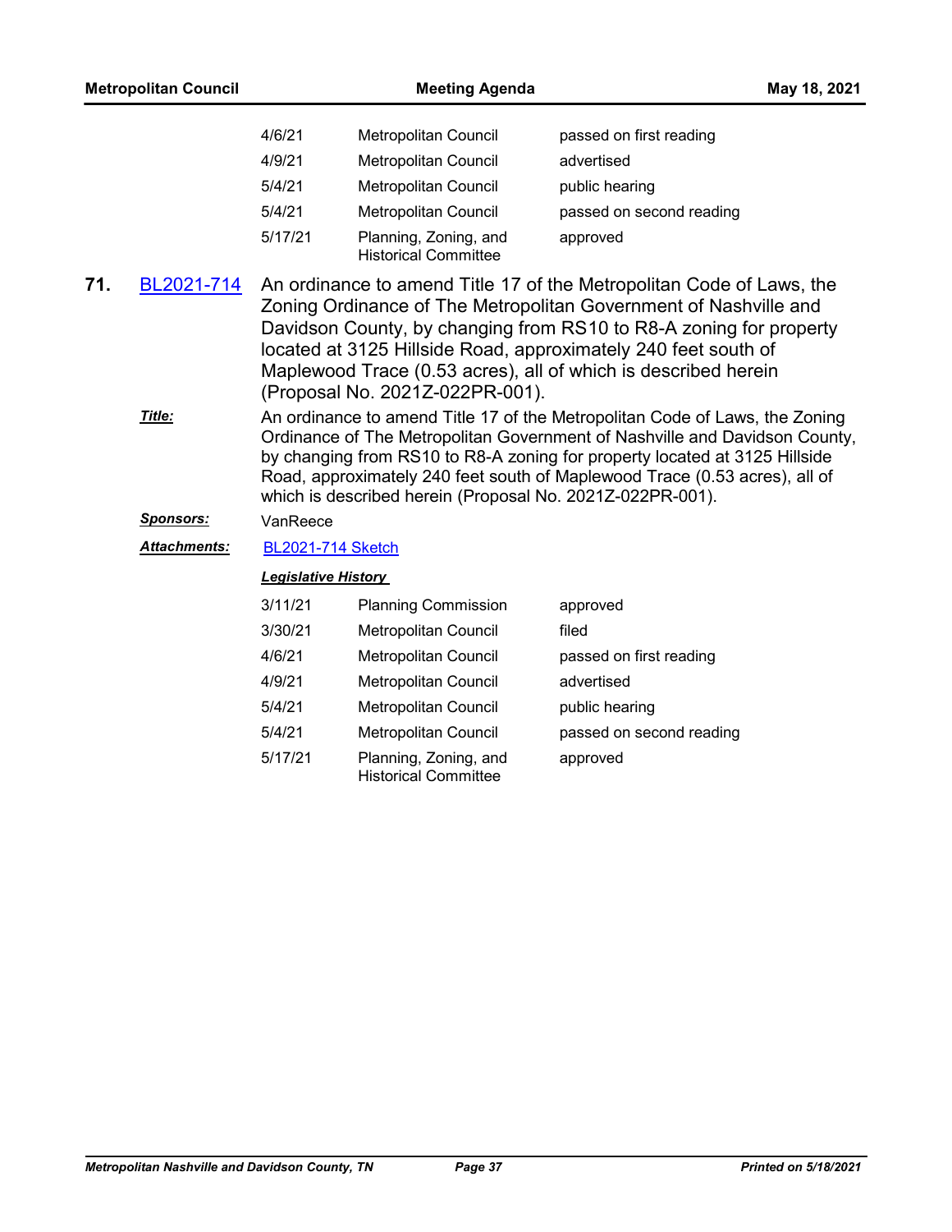| | | |
|---|---|---|
| 4/6/21 | Metropolitan Council | passed on first reading |
| 4/9/21 | Metropolitan Council | advertised |
| 5/4/21 | Metropolitan Council | public hearing |
| 5/4/21 | Metropolitan Council | passed on second reading |
| 5/17/21 | Planning, Zoning, and Historical Committee | approved |

**71.** BL2021-714 An ordinance to amend Title 17 of the Metropolitan Code of Laws, the Zoning Ordinance of The Metropolitan Government of Nashville and Davidson County, by changing from RS10 to R8-A zoning for property located at 3125 Hillside Road, approximately 240 feet south of Maplewood Trace (0.53 acres), all of which is described herein (Proposal No. 2021Z-022PR-001).

***Title:*** An ordinance to amend Title 17 of the Metropolitan Code of Laws, the Zoning Ordinance of The Metropolitan Government of Nashville and Davidson County, by changing from RS10 to R8-A zoning for property located at 3125 Hillside Road, approximately 240 feet south of Maplewood Trace (0.53 acres), all of which is described herein (Proposal No. 2021Z-022PR-001).

***Sponsors:*** VanReece

***Attachments:*** BL2021-714 Sketch

***Legislative History***

| | | |
|---|---|---|
| 3/11/21 | Planning Commission | approved |
| 3/30/21 | Metropolitan Council | filed |
| 4/6/21 | Metropolitan Council | passed on first reading |
| 4/9/21 | Metropolitan Council | advertised |
| 5/4/21 | Metropolitan Council | public hearing |
| 5/4/21 | Metropolitan Council | passed on second reading |
| 5/17/21 | Planning, Zoning, and Historical Committee | approved |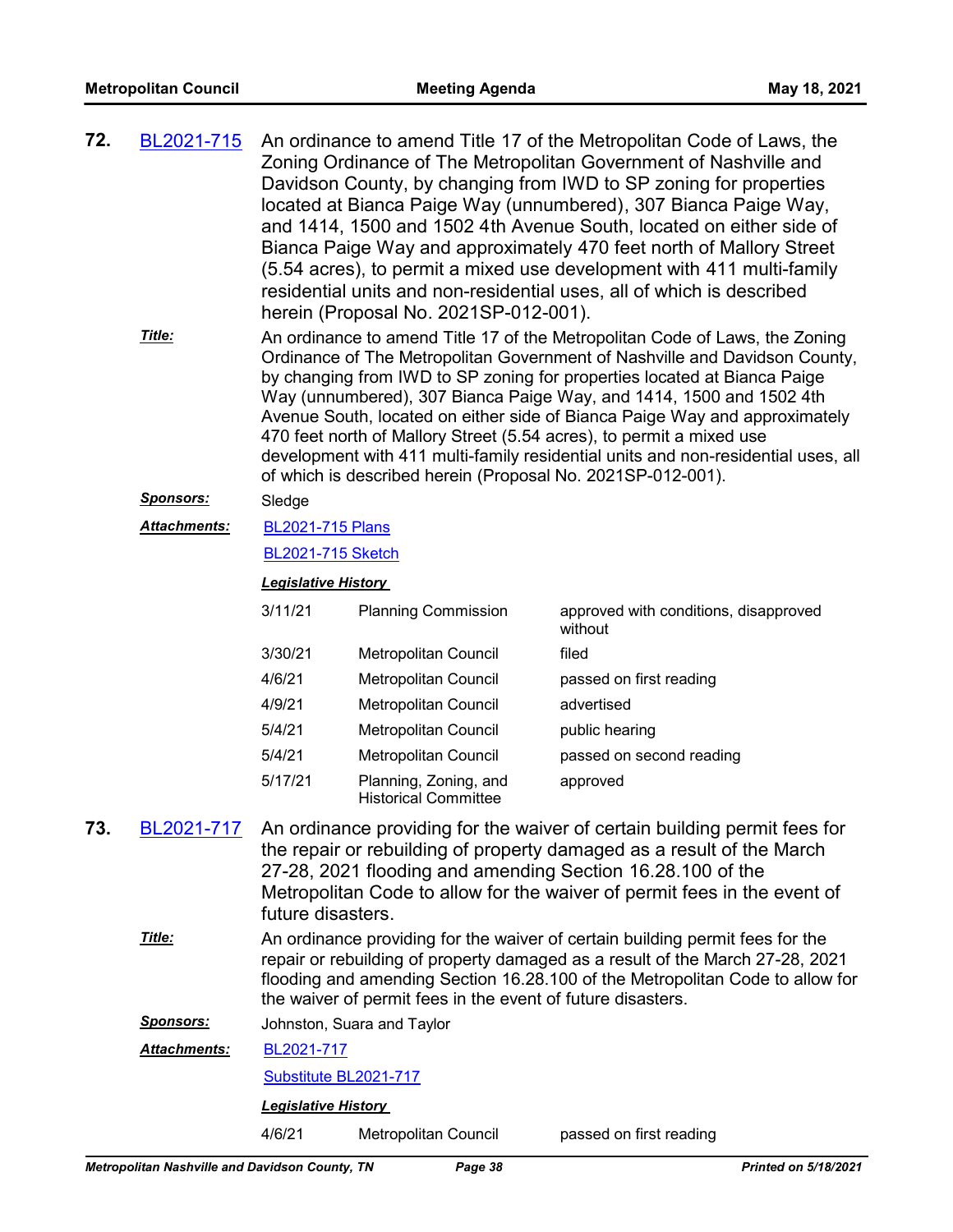**72.** BL2021-715 An ordinance to amend Title 17 of the Metropolitan Code of Laws, the Zoning Ordinance of The Metropolitan Government of Nashville and Davidson County, by changing from IWD to SP zoning for properties located at Bianca Paige Way (unnumbered), 307 Bianca Paige Way, and 1414, 1500 and 1502 4th Avenue South, located on either side of Bianca Paige Way and approximately 470 feet north of Mallory Street (5.54 acres), to permit a mixed use development with 411 multi-family residential units and non-residential uses, all of which is described herein (Proposal No. 2021SP-012-001).

***Title:*** An ordinance to amend Title 17 of the Metropolitan Code of Laws, the Zoning Ordinance of The Metropolitan Government of Nashville and Davidson County, by changing from IWD to SP zoning for properties located at Bianca Paige Way (unnumbered), 307 Bianca Paige Way, and 1414, 1500 and 1502 4th Avenue South, located on either side of Bianca Paige Way and approximately 470 feet north of Mallory Street (5.54 acres), to permit a mixed use development with 411 multi-family residential units and non-residential uses, all of which is described herein (Proposal No. 2021SP-012-001).

***Sponsors:*** Sledge

***Attachments:*** BL2021-715 Plans

BL2021-715 Sketch

***Legislative History***

| | | |
|---|---|---|
| 3/11/21 | Planning Commission | approved with conditions, disapproved without |
| 3/30/21 | Metropolitan Council | filed |
| 4/6/21 | Metropolitan Council | passed on first reading |
| 4/9/21 | Metropolitan Council | advertised |
| 5/4/21 | Metropolitan Council | public hearing |
| 5/4/21 | Metropolitan Council | passed on second reading |
| 5/17/21 | Planning, Zoning, and Historical Committee | approved |

**73.** BL2021-717 An ordinance providing for the waiver of certain building permit fees for the repair or rebuilding of property damaged as a result of the March 27-28, 2021 flooding and amending Section 16.28.100 of the Metropolitan Code to allow for the waiver of permit fees in the event of future disasters.

***Title:*** An ordinance providing for the waiver of certain building permit fees for the repair or rebuilding of property damaged as a result of the March 27-28, 2021 flooding and amending Section 16.28.100 of the Metropolitan Code to allow for the waiver of permit fees in the event of future disasters.

***Sponsors:*** Johnston, Suara and Taylor

***Attachments:*** BL2021-717

Substitute BL2021-717

***Legislative History***

| | | |
|---|---|---|
| 4/6/21 | Metropolitan Council | passed on first reading |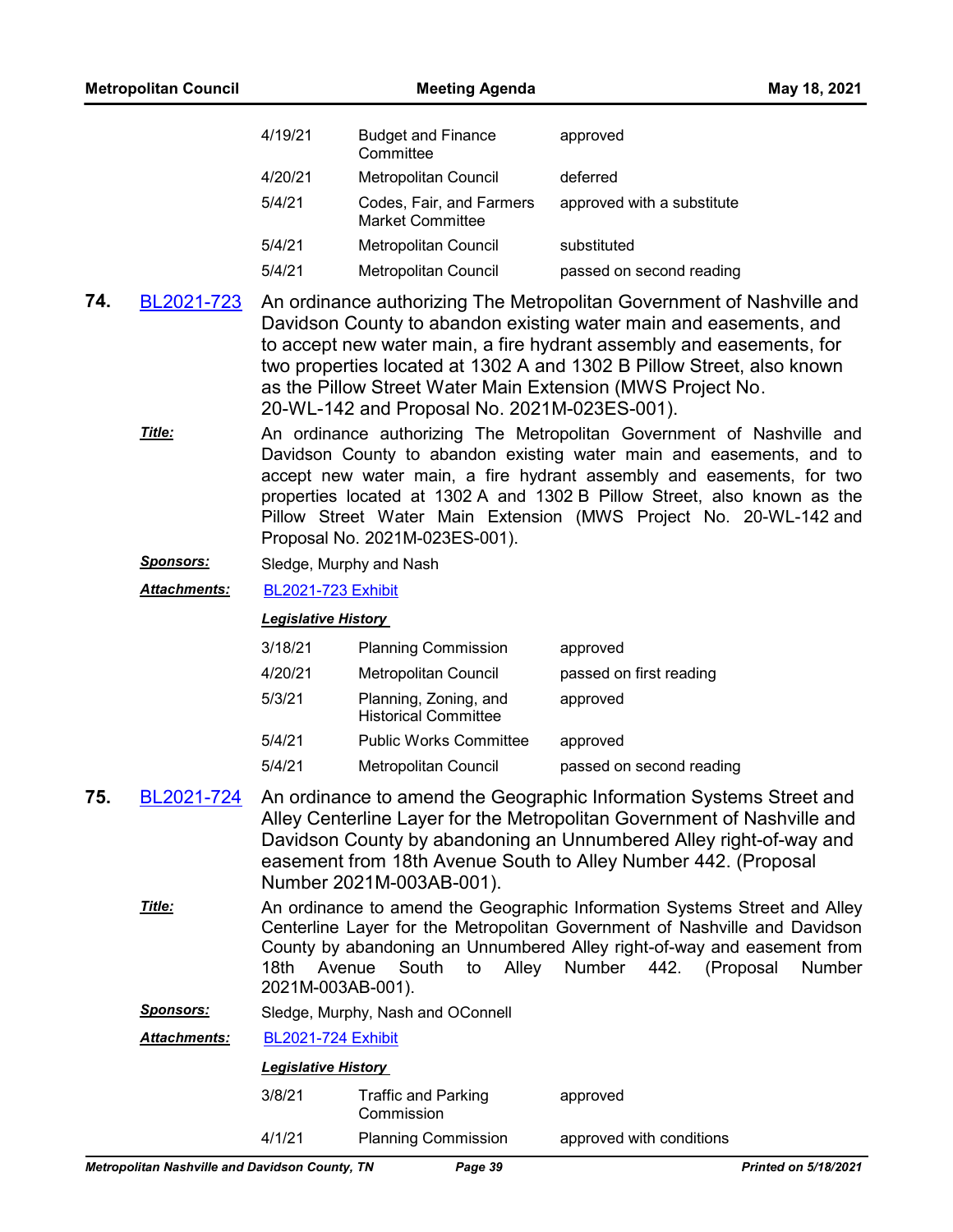| | | |
|---|---|---|
| 4/19/21 | Budget and Finance Committee | approved |
| 4/20/21 | Metropolitan Council | deferred |
| 5/4/21 | Codes, Fair, and Farmers Market Committee | approved with a substitute |
| 5/4/21 | Metropolitan Council | substituted |
| 5/4/21 | Metropolitan Council | passed on second reading |

**74.** BL2021-723 An ordinance authorizing The Metropolitan Government of Nashville and Davidson County to abandon existing water main and easements, and to accept new water main, a fire hydrant assembly and easements, for two properties located at 1302 A and 1302 B Pillow Street, also known as the Pillow Street Water Main Extension (MWS Project No. 20-WL-142 and Proposal No. 2021M-023ES-001).

***Title:*** An ordinance authorizing The Metropolitan Government of Nashville and Davidson County to abandon existing water main and easements, and to accept new water main, a fire hydrant assembly and easements, for two properties located at 1302 A and 1302 B Pillow Street, also known as the Pillow Street Water Main Extension (MWS Project No. 20-WL-142 and Proposal No. 2021M-023ES-001).

***Sponsors:*** Sledge, Murphy and Nash

***Attachments:*** BL2021-723 Exhibit

***Legislative History***

| | | |
|---|---|---|
| 3/18/21 | Planning Commission | approved |
| 4/20/21 | Metropolitan Council | passed on first reading |
| 5/3/21 | Planning, Zoning, and Historical Committee | approved |
| 5/4/21 | Public Works Committee | approved |
| 5/4/21 | Metropolitan Council | passed on second reading |

**75.** BL2021-724 An ordinance to amend the Geographic Information Systems Street and Alley Centerline Layer for the Metropolitan Government of Nashville and Davidson County by abandoning an Unnumbered Alley right-of-way and easement from 18th Avenue South to Alley Number 442. (Proposal Number 2021M-003AB-001).

***Title:*** An ordinance to amend the Geographic Information Systems Street and Alley Centerline Layer for the Metropolitan Government of Nashville and Davidson County by abandoning an Unnumbered Alley right-of-way and easement from 18th Avenue South to Alley Number 442. (Proposal Number 2021M-003AB-001).

***Sponsors:*** Sledge, Murphy, Nash and OConnell

***Attachments:*** BL2021-724 Exhibit

***Legislative History***

| | | |
|---|---|---|
| 3/8/21 | Traffic and Parking Commission | approved |
| 4/1/21 | Planning Commission | approved with conditions |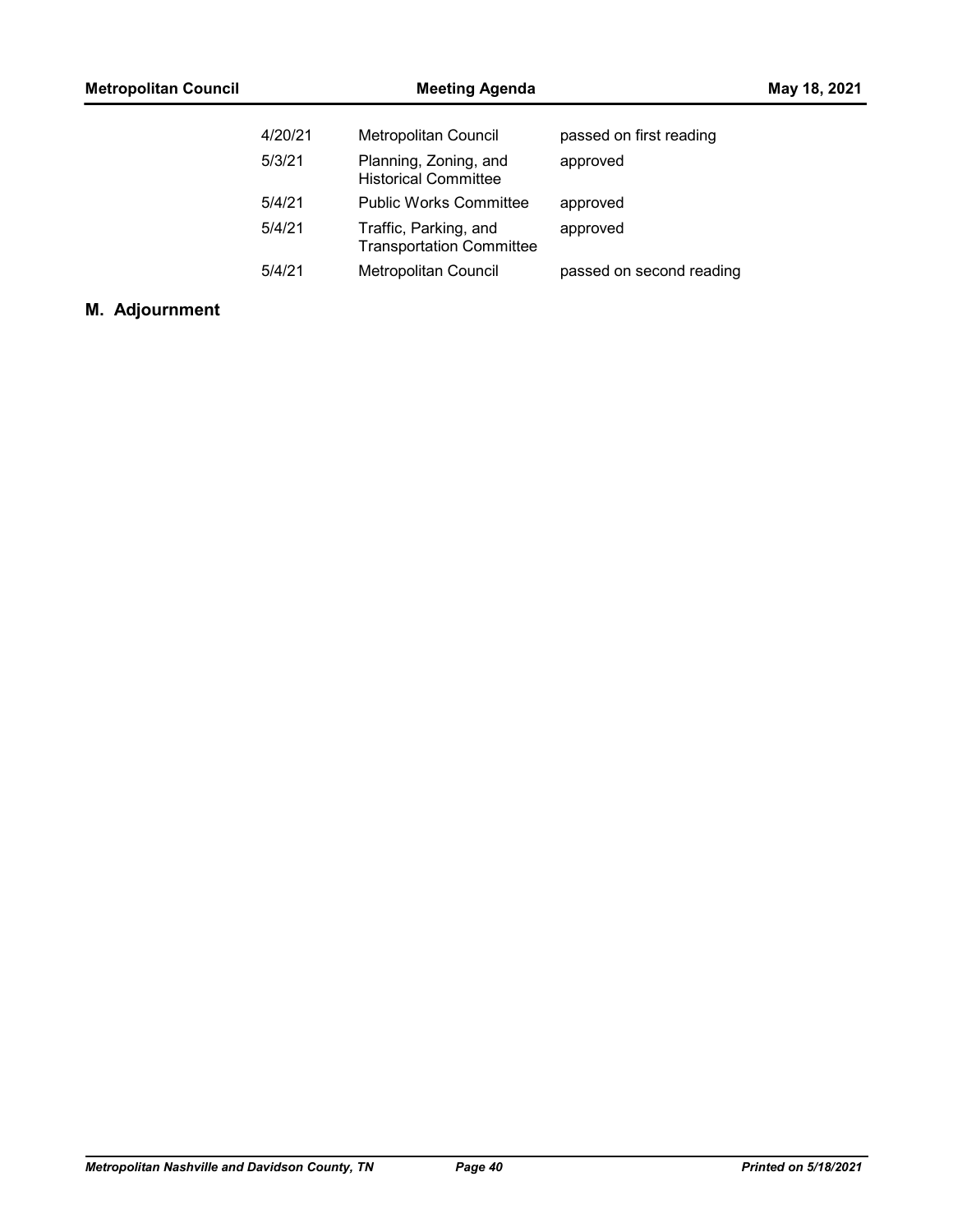| | | |
|---|---|---|
| 4/20/21 | Metropolitan Council | passed on first reading |
| 5/3/21 | Planning, Zoning, and Historical Committee | approved |
| 5/4/21 | Public Works Committee | approved |
| 5/4/21 | Traffic, Parking, and Transportation Committee | approved |
| 5/4/21 | Metropolitan Council | passed on second reading |

## M. Adjournment